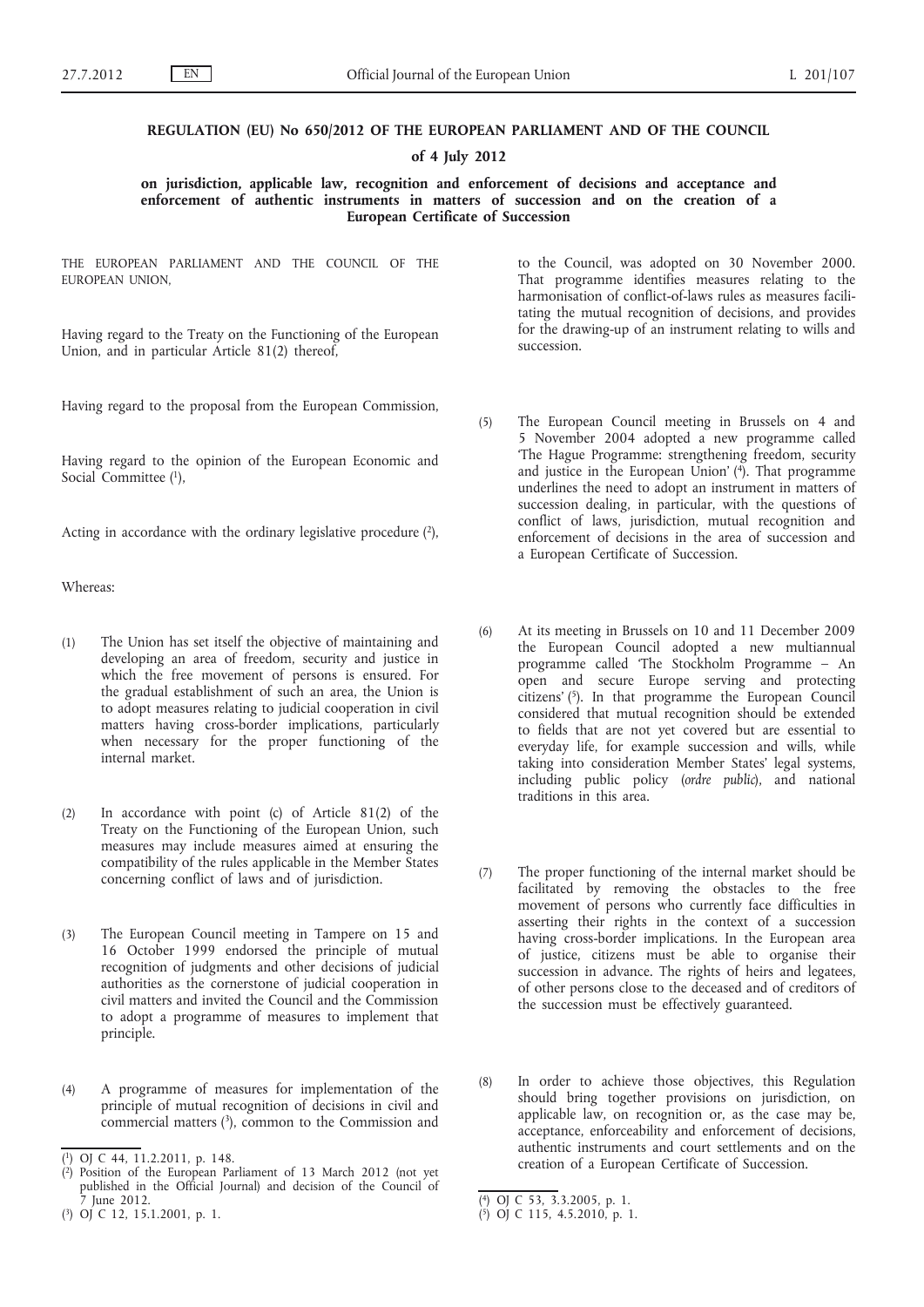# REGULATION (EU) No 650/2012 OF THE EUROPEAN PARLIAMENT AND OF THE COUNCIL

## of 4 July 2012

### on jurisdiction, applicable law, recognition and enforcement of decisions and acceptance and enforcement of authentic instruments in matters of succession and on the creation of a European Certificate of Succession

THE EUROPEAN PARLIAMENT AND THE COUNCIL OF THE EUROPEAN UNION,

Having regard to the Treaty on the Functioning of the European Union, and in particular Article 81(2) thereof,

Having regard to the proposal from the European Commission,

Having regard to the opinion of the European Economic and Social Committee [1],

Acting in accordance with the ordinary legislative procedure [2],

Whereas:

(1) The Union has set itself the objective of maintaining and developing an area of freedom, security and justice in which the free movement of persons is ensured. For the gradual establishment of such an area, the Union is to adopt measures relating to judicial cooperation in civil matters having cross-border implications, particularly when necessary for the proper functioning of the internal market.

(2) In accordance with point (c) of Article 81(2) of the Treaty on the Functioning of the European Union, such measures may include measures aimed at ensuring the compatibility of the rules applicable in the Member States concerning conflict of laws and of jurisdiction.

(3) The European Council meeting in Tampere on 15 and 16 October 1999 endorsed the principle of mutual recognition of judgments and other decisions of judicial authorities as the cornerstone of judicial cooperation in civil matters and invited the Council and the Commission to adopt a programme of measures to implement that principle.

(4) A programme of measures for implementation of the principle of mutual recognition of decisions in civil and commercial matters [3], common to the Commission and to the Council, was adopted on 30 November 2000. That programme identifies measures relating to the harmonisation of conflict-of-laws rules as measures facilitating the mutual recognition of decisions, and provides for the drawing-up of an instrument relating to wills and succession.

(5) The European Council meeting in Brussels on 4 and 5 November 2004 adopted a new programme called 'The Hague Programme: strengthening freedom, security and justice in the European Union' [4]. That programme underlines the need to adopt an instrument in matters of succession dealing, in particular, with the questions of conflict of laws, jurisdiction, mutual recognition and enforcement of decisions in the area of succession and a European Certificate of Succession.

(6) At its meeting in Brussels on 10 and 11 December 2009 the European Council adopted a new multiannual programme called 'The Stockholm Programme – An open and secure Europe serving and protecting citizens' [5]. In that programme the European Council considered that mutual recognition should be extended to fields that are not yet covered but are essential to everyday life, for example succession and wills, while taking into consideration Member States' legal systems, including public policy (*ordre public*), and national traditions in this area.

(7) The proper functioning of the internal market should be facilitated by removing the obstacles to the free movement of persons who currently face difficulties in asserting their rights in the context of a succession having cross-border implications. In the European area of justice, citizens must be able to organise their succession in advance. The rights of heirs and legatees, of other persons close to the deceased and of creditors of the succession must be effectively guaranteed.

(8) In order to achieve those objectives, this Regulation should bring together provisions on jurisdiction, on applicable law, on recognition or, as the case may be, acceptance, enforceability and enforcement of decisions, authentic instruments and court settlements and on the creation of a European Certificate of Succession.

---

[1] OJ C 44, 11.2.2011, p. 148.

[2] Position of the European Parliament of 13 March 2012 (not yet published in the Official Journal) and decision of the Council of 7 June 2012.

[3] OJ C 12, 15.1.2001, p. 1.

[4] OJ C 53, 3.3.2005, p. 1.

[5] OJ C 115, 4.5.2010, p. 1.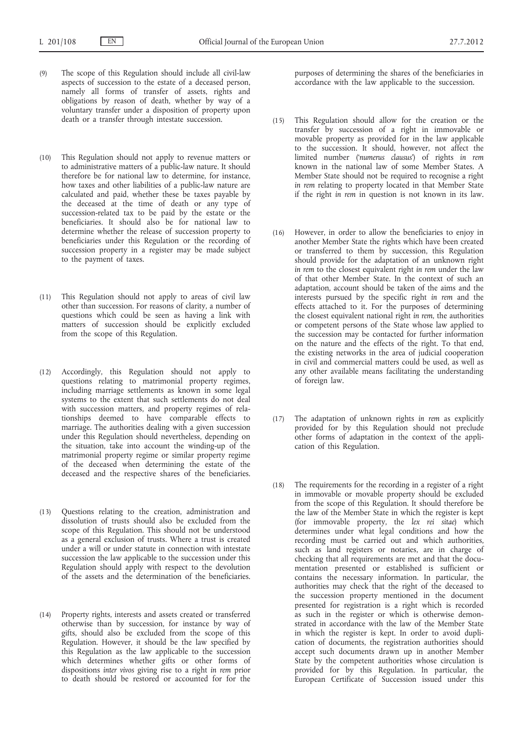(9) The scope of this Regulation should include all civil-law aspects of succession to the estate of a deceased person, namely all forms of transfer of assets, rights and obligations by reason of death, whether by way of a voluntary transfer under a disposition of property upon death or a transfer through intestate succession.

(10) This Regulation should not apply to revenue matters or to administrative matters of a public-law nature. It should therefore be for national law to determine, for instance, how taxes and other liabilities of a public-law nature are calculated and paid, whether these be taxes payable by the deceased at the time of death or any type of succession-related tax to be paid by the estate or the beneficiaries. It should also be for national law to determine whether the release of succession property to beneficiaries under this Regulation or the recording of succession property in a register may be made subject to the payment of taxes.

(11) This Regulation should not apply to areas of civil law other than succession. For reasons of clarity, a number of questions which could be seen as having a link with matters of succession should be explicitly excluded from the scope of this Regulation.

(12) Accordingly, this Regulation should not apply to questions relating to matrimonial property regimes, including marriage settlements as known in some legal systems to the extent that such settlements do not deal with succession matters, and property regimes of relationships deemed to have comparable effects to marriage. The authorities dealing with a given succession under this Regulation should nevertheless, depending on the situation, take into account the winding-up of the matrimonial property regime or similar property regime of the deceased when determining the estate of the deceased and the respective shares of the beneficiaries.

(13) Questions relating to the creation, administration and dissolution of trusts should also be excluded from the scope of this Regulation. This should not be understood as a general exclusion of trusts. Where a trust is created under a will or under statute in connection with intestate succession the law applicable to the succession under this Regulation should apply with respect to the devolution of the assets and the determination of the beneficiaries.

(14) Property rights, interests and assets created or transferred otherwise than by succession, for instance by way of gifts, should also be excluded from the scope of this Regulation. However, it should be the law specified by this Regulation as the law applicable to the succession which determines whether gifts or other forms of dispositions *inter vivos* giving rise to a right *in rem* prior to death should be restored or accounted for for the purposes of determining the shares of the beneficiaries in accordance with the law applicable to the succession.

(15) This Regulation should allow for the creation or the transfer by succession of a right in immovable or movable property as provided for in the law applicable to the succession. It should, however, not affect the limited number ('*numerus clausus*') of rights *in rem* known in the national law of some Member States. A Member State should not be required to recognise a right *in rem* relating to property located in that Member State if the right *in rem* in question is not known in its law.

(16) However, in order to allow the beneficiaries to enjoy in another Member State the rights which have been created or transferred to them by succession, this Regulation should provide for the adaptation of an unknown right *in rem* to the closest equivalent right *in rem* under the law of that other Member State. In the context of such an adaptation, account should be taken of the aims and the interests pursued by the specific right *in rem* and the effects attached to it. For the purposes of determining the closest equivalent national right *in rem*, the authorities or competent persons of the State whose law applied to the succession may be contacted for further information on the nature and the effects of the right. To that end, the existing networks in the area of judicial cooperation in civil and commercial matters could be used, as well as any other available means facilitating the understanding of foreign law.

(17) The adaptation of unknown rights *in rem* as explicitly provided for by this Regulation should not preclude other forms of adaptation in the context of the application of this Regulation.

(18) The requirements for the recording in a register of a right in immovable or movable property should be excluded from the scope of this Regulation. It should therefore be the law of the Member State in which the register is kept (for immovable property, the *lex rei sitae*) which determines under what legal conditions and how the recording must be carried out and which authorities, such as land registers or notaries, are in charge of checking that all requirements are met and that the documentation presented or established is sufficient or contains the necessary information. In particular, the authorities may check that the right of the deceased to the succession property mentioned in the document presented for registration is a right which is recorded as such in the register or which is otherwise demonstrated in accordance with the law of the Member State in which the register is kept. In order to avoid duplication of documents, the registration authorities should accept such documents drawn up in another Member State by the competent authorities whose circulation is provided for by this Regulation. In particular, the European Certificate of Succession issued under this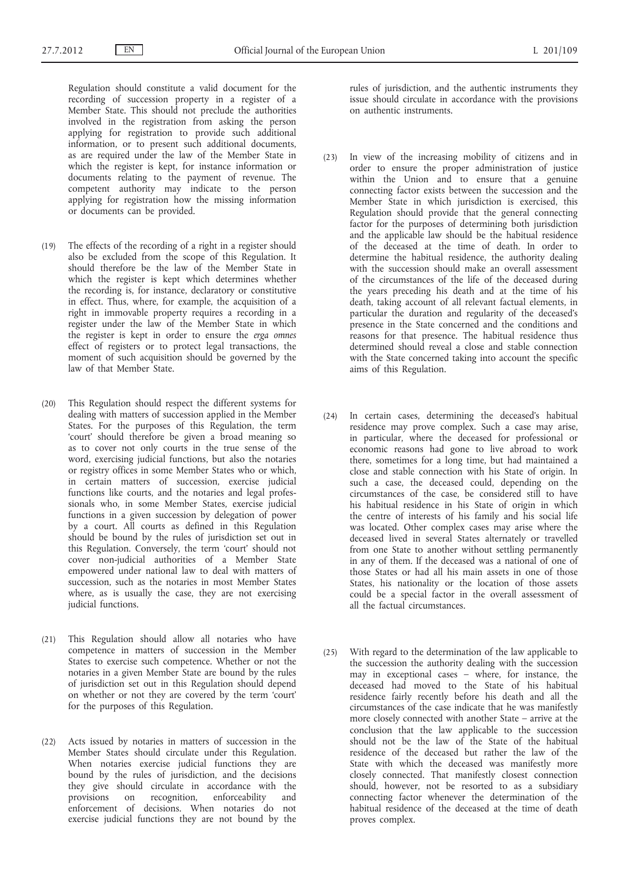Regulation should constitute a valid document for the recording of succession property in a register of a Member State. This should not preclude the authorities involved in the registration from asking the person applying for registration to provide such additional information, or to present such additional documents, as are required under the law of the Member State in which the register is kept, for instance information or documents relating to the payment of revenue. The competent authority may indicate to the person applying for registration how the missing information or documents can be provided.

(19) The effects of the recording of a right in a register should also be excluded from the scope of this Regulation. It should therefore be the law of the Member State in which the register is kept which determines whether the recording is, for instance, declaratory or constitutive in effect. Thus, where, for example, the acquisition of a right in immovable property requires a recording in a register under the law of the Member State in which the register is kept in order to ensure the *erga omnes* effect of registers or to protect legal transactions, the moment of such acquisition should be governed by the law of that Member State.

(20) This Regulation should respect the different systems for dealing with matters of succession applied in the Member States. For the purposes of this Regulation, the term 'court' should therefore be given a broad meaning so as to cover not only courts in the true sense of the word, exercising judicial functions, but also the notaries or registry offices in some Member States who or which, in certain matters of succession, exercise judicial functions like courts, and the notaries and legal professionals who, in some Member States, exercise judicial functions in a given succession by delegation of power by a court. All courts as defined in this Regulation should be bound by the rules of jurisdiction set out in this Regulation. Conversely, the term 'court' should not cover non-judicial authorities of a Member State empowered under national law to deal with matters of succession, such as the notaries in most Member States where, as is usually the case, they are not exercising judicial functions.

(21) This Regulation should allow all notaries who have competence in matters of succession in the Member States to exercise such competence. Whether or not the notaries in a given Member State are bound by the rules of jurisdiction set out in this Regulation should depend on whether or not they are covered by the term 'court' for the purposes of this Regulation.

(22) Acts issued by notaries in matters of succession in the Member States should circulate under this Regulation. When notaries exercise judicial functions they are bound by the rules of jurisdiction, and the decisions they give should circulate in accordance with the provisions on recognition, enforceability and enforcement of decisions. When notaries do not exercise judicial functions they are not bound by the rules of jurisdiction, and the authentic instruments they issue should circulate in accordance with the provisions on authentic instruments.

(23) In view of the increasing mobility of citizens and in order to ensure the proper administration of justice within the Union and to ensure that a genuine connecting factor exists between the succession and the Member State in which jurisdiction is exercised, this Regulation should provide that the general connecting factor for the purposes of determining both jurisdiction and the applicable law should be the habitual residence of the deceased at the time of death. In order to determine the habitual residence, the authority dealing with the succession should make an overall assessment of the circumstances of the life of the deceased during the years preceding his death and at the time of his death, taking account of all relevant factual elements, in particular the duration and regularity of the deceased's presence in the State concerned and the conditions and reasons for that presence. The habitual residence thus determined should reveal a close and stable connection with the State concerned taking into account the specific aims of this Regulation.

(24) In certain cases, determining the deceased's habitual residence may prove complex. Such a case may arise, in particular, where the deceased for professional or economic reasons had gone to live abroad to work there, sometimes for a long time, but had maintained a close and stable connection with his State of origin. In such a case, the deceased could, depending on the circumstances of the case, be considered still to have his habitual residence in his State of origin in which the centre of interests of his family and his social life was located. Other complex cases may arise where the deceased lived in several States alternately or travelled from one State to another without settling permanently in any of them. If the deceased was a national of one of those States or had all his main assets in one of those States, his nationality or the location of those assets could be a special factor in the overall assessment of all the factual circumstances.

(25) With regard to the determination of the law applicable to the succession the authority dealing with the succession may in exceptional cases – where, for instance, the deceased had moved to the State of his habitual residence fairly recently before his death and all the circumstances of the case indicate that he was manifestly more closely connected with another State – arrive at the conclusion that the law applicable to the succession should not be the law of the State of the habitual residence of the deceased but rather the law of the State with which the deceased was manifestly more closely connected. That manifestly closest connection should, however, not be resorted to as a subsidiary connecting factor whenever the determination of the habitual residence of the deceased at the time of death proves complex.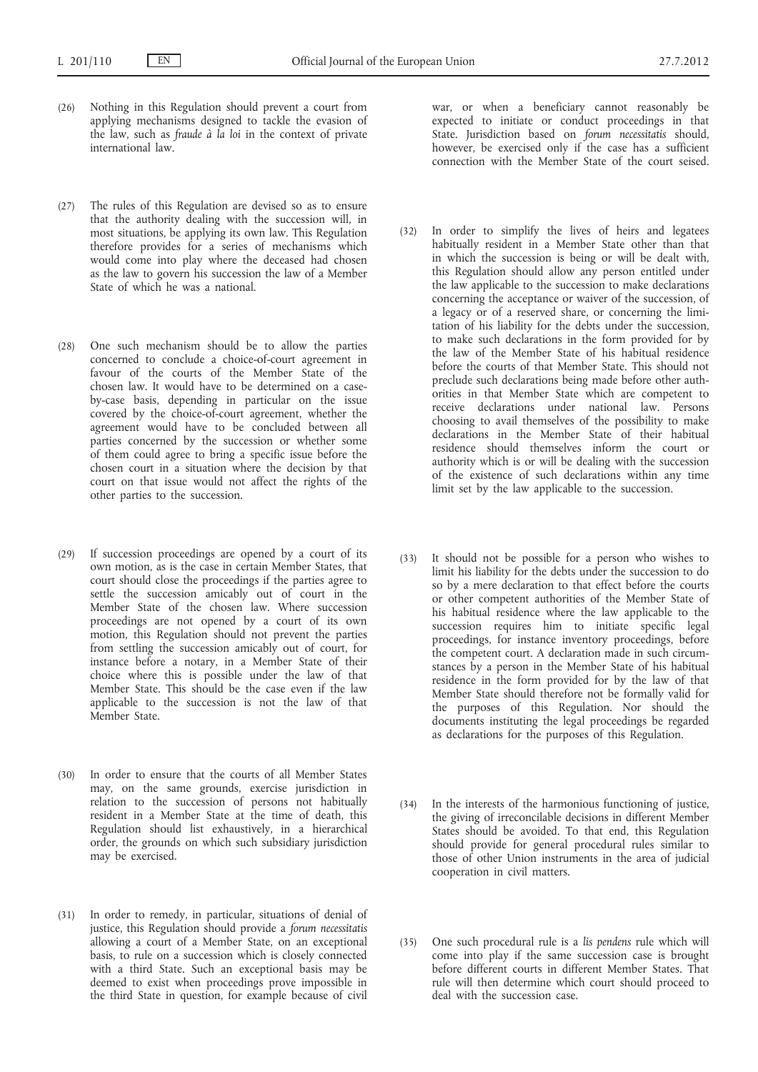(26) Nothing in this Regulation should prevent a court from applying mechanisms designed to tackle the evasion of the law, such as *fraude à la loi* in the context of private international law.

(27) The rules of this Regulation are devised so as to ensure that the authority dealing with the succession will, in most situations, be applying its own law. This Regulation therefore provides for a series of mechanisms which would come into play where the deceased had chosen as the law to govern his succession the law of a Member State of which he was a national.

(28) One such mechanism should be to allow the parties concerned to conclude a choice-of-court agreement in favour of the courts of the Member State of the chosen law. It would have to be determined on a case-by-case basis, depending in particular on the issue covered by the choice-of-court agreement, whether the agreement would have to be concluded between all parties concerned by the succession or whether some of them could agree to bring a specific issue before the chosen court in a situation where the decision by that court on that issue would not affect the rights of the other parties to the succession.

(29) If succession proceedings are opened by a court of its own motion, as is the case in certain Member States, that court should close the proceedings if the parties agree to settle the succession amicably out of court in the Member State of the chosen law. Where succession proceedings are not opened by a court of its own motion, this Regulation should not prevent the parties from settling the succession amicably out of court, for instance before a notary, in a Member State of their choice where this is possible under the law of that Member State. This should be the case even if the law applicable to the succession is not the law of that Member State.

(30) In order to ensure that the courts of all Member States may, on the same grounds, exercise jurisdiction in relation to the succession of persons not habitually resident in a Member State at the time of death, this Regulation should list exhaustively, in a hierarchical order, the grounds on which such subsidiary jurisdiction may be exercised.

(31) In order to remedy, in particular, situations of denial of justice, this Regulation should provide a *forum necessitatis* allowing a court of a Member State, on an exceptional basis, to rule on a succession which is closely connected with a third State. Such an exceptional basis may be deemed to exist when proceedings prove impossible in the third State in question, for example because of civil war, or when a beneficiary cannot reasonably be expected to initiate or conduct proceedings in that State. Jurisdiction based on *forum necessitatis* should, however, be exercised only if the case has a sufficient connection with the Member State of the court seised.

(32) In order to simplify the lives of heirs and legatees habitually resident in a Member State other than that in which the succession is being or will be dealt with, this Regulation should allow any person entitled under the law applicable to the succession to make declarations concerning the acceptance or waiver of the succession, of a legacy or of a reserved share, or concerning the limitation of his liability for the debts under the succession, to make such declarations in the form provided for by the law of the Member State of his habitual residence before the courts of that Member State. This should not preclude such declarations being made before other authorities in that Member State which are competent to receive declarations under national law. Persons choosing to avail themselves of the possibility to make declarations in the Member State of their habitual residence should themselves inform the court or authority which is or will be dealing with the succession of the existence of such declarations within any time limit set by the law applicable to the succession.

(33) It should not be possible for a person who wishes to limit his liability for the debts under the succession to do so by a mere declaration to that effect before the courts or other competent authorities of the Member State of his habitual residence where the law applicable to the succession requires him to initiate specific legal proceedings, for instance inventory proceedings, before the competent court. A declaration made in such circumstances by a person in the Member State of his habitual residence in the form provided for by the law of that Member State should therefore not be formally valid for the purposes of this Regulation. Nor should the documents instituting the legal proceedings be regarded as declarations for the purposes of this Regulation.

(34) In the interests of the harmonious functioning of justice, the giving of irreconcilable decisions in different Member States should be avoided. To that end, this Regulation should provide for general procedural rules similar to those of other Union instruments in the area of judicial cooperation in civil matters.

(35) One such procedural rule is a *lis pendens* rule which will come into play if the same succession case is brought before different courts in different Member States. That rule will then determine which court should proceed to deal with the succession case.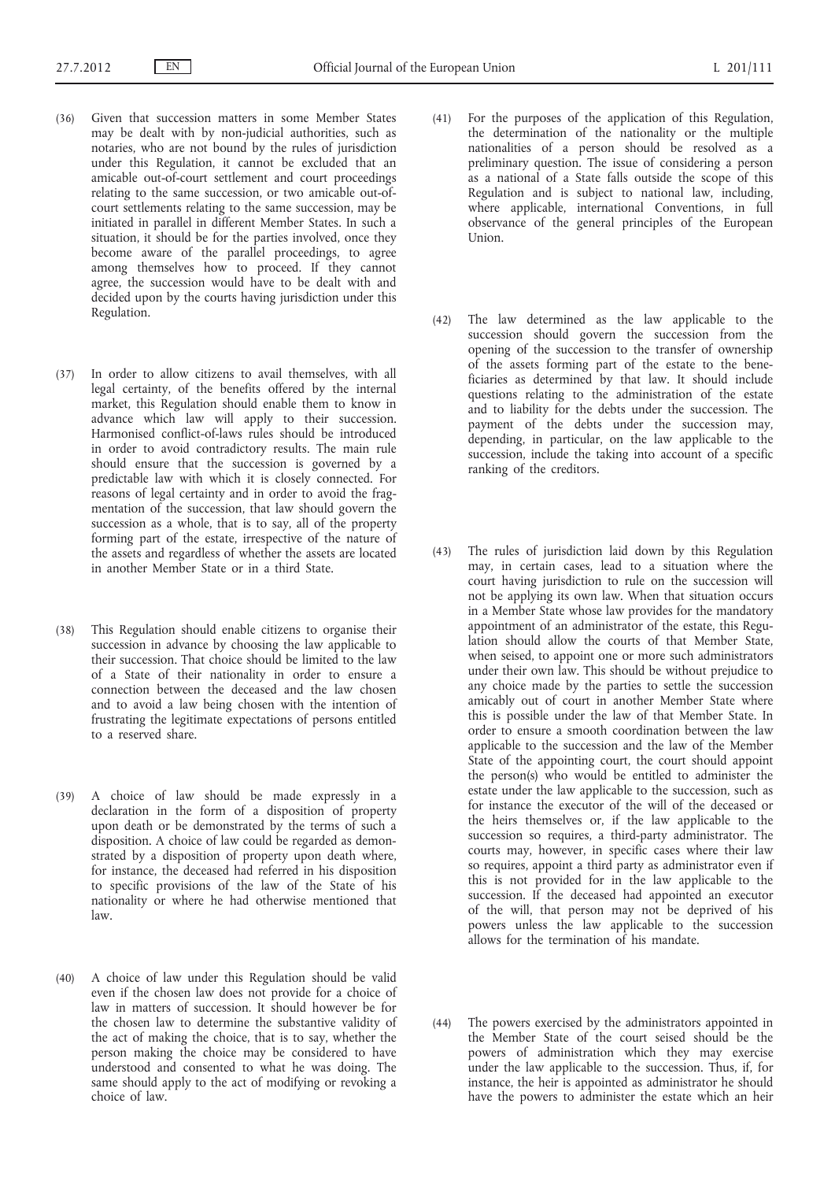(36) Given that succession matters in some Member States may be dealt with by non-judicial authorities, such as notaries, who are not bound by the rules of jurisdiction under this Regulation, it cannot be excluded that an amicable out-of-court settlement and court proceedings relating to the same succession, or two amicable out-of-court settlements relating to the same succession, may be initiated in parallel in different Member States. In such a situation, it should be for the parties involved, once they become aware of the parallel proceedings, to agree among themselves how to proceed. If they cannot agree, the succession would have to be dealt with and decided upon by the courts having jurisdiction under this Regulation.

(37) In order to allow citizens to avail themselves, with all legal certainty, of the benefits offered by the internal market, this Regulation should enable them to know in advance which law will apply to their succession. Harmonised conflict-of-laws rules should be introduced in order to avoid contradictory results. The main rule should ensure that the succession is governed by a predictable law with which it is closely connected. For reasons of legal certainty and in order to avoid the fragmentation of the succession, that law should govern the succession as a whole, that is to say, all of the property forming part of the estate, irrespective of the nature of the assets and regardless of whether the assets are located in another Member State or in a third State.

(38) This Regulation should enable citizens to organise their succession in advance by choosing the law applicable to their succession. That choice should be limited to the law of a State of their nationality in order to ensure a connection between the deceased and the law chosen and to avoid a law being chosen with the intention of frustrating the legitimate expectations of persons entitled to a reserved share.

(39) A choice of law should be made expressly in a declaration in the form of a disposition of property upon death or be demonstrated by the terms of such a disposition. A choice of law could be regarded as demonstrated by a disposition of property upon death where, for instance, the deceased had referred in his disposition to specific provisions of the law of the State of his nationality or where he had otherwise mentioned that law.

(40) A choice of law under this Regulation should be valid even if the chosen law does not provide for a choice of law in matters of succession. It should however be for the chosen law to determine the substantive validity of the act of making the choice, that is to say, whether the person making the choice may be considered to have understood and consented to what he was doing. The same should apply to the act of modifying or revoking a choice of law.

(41) For the purposes of the application of this Regulation, the determination of the nationality or the multiple nationalities of a person should be resolved as a preliminary question. The issue of considering a person as a national of a State falls outside the scope of this Regulation and is subject to national law, including, where applicable, international Conventions, in full observance of the general principles of the European Union.

(42) The law determined as the law applicable to the succession should govern the succession from the opening of the succession to the transfer of ownership of the assets forming part of the estate to the beneficiaries as determined by that law. It should include questions relating to the administration of the estate and to liability for the debts under the succession. The payment of the debts under the succession may, depending, in particular, on the law applicable to the succession, include the taking into account of a specific ranking of the creditors.

(43) The rules of jurisdiction laid down by this Regulation may, in certain cases, lead to a situation where the court having jurisdiction to rule on the succession will not be applying its own law. When that situation occurs in a Member State whose law provides for the mandatory appointment of an administrator of the estate, this Regulation should allow the courts of that Member State, when seised, to appoint one or more such administrators under their own law. This should be without prejudice to any choice made by the parties to settle the succession amicably out of court in another Member State where this is possible under the law of that Member State. In order to ensure a smooth coordination between the law applicable to the succession and the law of the Member State of the appointing court, the court should appoint the person(s) who would be entitled to administer the estate under the law applicable to the succession, such as for instance the executor of the will of the deceased or the heirs themselves or, if the law applicable to the succession so requires, a third-party administrator. The courts may, however, in specific cases where their law so requires, appoint a third party as administrator even if this is not provided for in the law applicable to the succession. If the deceased had appointed an executor of the will, that person may not be deprived of his powers unless the law applicable to the succession allows for the termination of his mandate.

(44) The powers exercised by the administrators appointed in the Member State of the court seised should be the powers of administration which they may exercise under the law applicable to the succession. Thus, if, for instance, the heir is appointed as administrator he should have the powers to administer the estate which an heir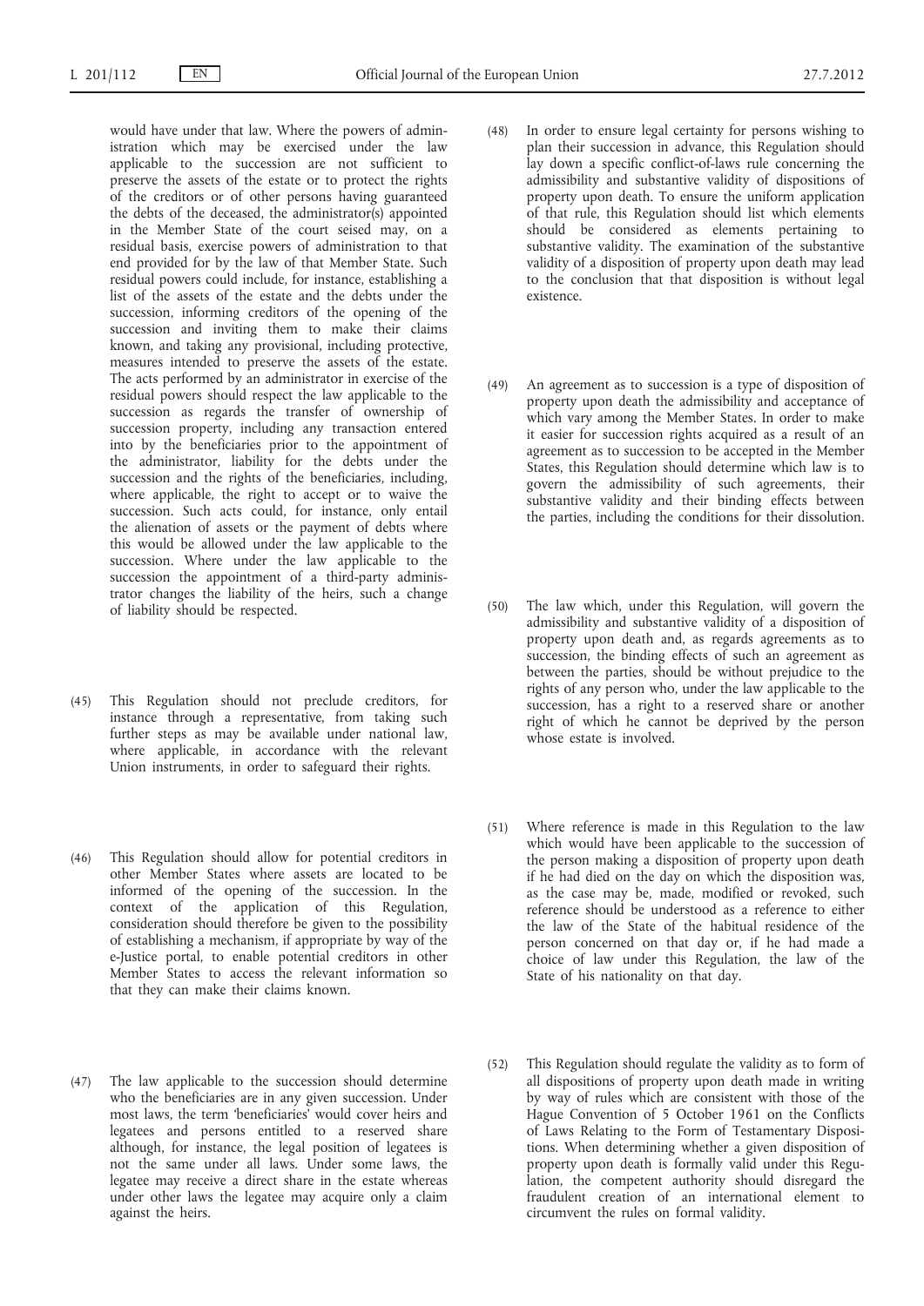would have under that law. Where the powers of administration which may be exercised under the law applicable to the succession are not sufficient to preserve the assets of the estate or to protect the rights of the creditors or of other persons having guaranteed the debts of the deceased, the administrator(s) appointed in the Member State of the court seised may, on a residual basis, exercise powers of administration to that end provided for by the law of that Member State. Such residual powers could include, for instance, establishing a list of the assets of the estate and the debts under the succession, informing creditors of the opening of the succession and inviting them to make their claims known, and taking any provisional, including protective, measures intended to preserve the assets of the estate. The acts performed by an administrator in exercise of the residual powers should respect the law applicable to the succession as regards the transfer of ownership of succession property, including any transaction entered into by the beneficiaries prior to the appointment of the administrator, liability for the debts under the succession and the rights of the beneficiaries, including, where applicable, the right to accept or to waive the succession. Such acts could, for instance, only entail the alienation of assets or the payment of debts where this would be allowed under the law applicable to the succession. Where under the law applicable to the succession the appointment of a third-party administrator changes the liability of the heirs, such a change of liability should be respected.

(45) This Regulation should not preclude creditors, for instance through a representative, from taking such further steps as may be available under national law, where applicable, in accordance with the relevant Union instruments, in order to safeguard their rights.

(46) This Regulation should allow for potential creditors in other Member States where assets are located to be informed of the opening of the succession. In the context of the application of this Regulation, consideration should therefore be given to the possibility of establishing a mechanism, if appropriate by way of the e-Justice portal, to enable potential creditors in other Member States to access the relevant information so that they can make their claims known.

(47) The law applicable to the succession should determine who the beneficiaries are in any given succession. Under most laws, the term 'beneficiaries' would cover heirs and legatees and persons entitled to a reserved share although, for instance, the legal position of legatees is not the same under all laws. Under some laws, the legatee may receive a direct share in the estate whereas under other laws the legatee may acquire only a claim against the heirs.

(48) In order to ensure legal certainty for persons wishing to plan their succession in advance, this Regulation should lay down a specific conflict-of-laws rule concerning the admissibility and substantive validity of dispositions of property upon death. To ensure the uniform application of that rule, this Regulation should list which elements should be considered as elements pertaining to substantive validity. The examination of the substantive validity of a disposition of property upon death may lead to the conclusion that that disposition is without legal existence.

(49) An agreement as to succession is a type of disposition of property upon death the admissibility and acceptance of which vary among the Member States. In order to make it easier for succession rights acquired as a result of an agreement as to succession to be accepted in the Member States, this Regulation should determine which law is to govern the admissibility of such agreements, their substantive validity and their binding effects between the parties, including the conditions for their dissolution.

(50) The law which, under this Regulation, will govern the admissibility and substantive validity of a disposition of property upon death and, as regards agreements as to succession, the binding effects of such an agreement as between the parties, should be without prejudice to the rights of any person who, under the law applicable to the succession, has a right to a reserved share or another right of which he cannot be deprived by the person whose estate is involved.

(51) Where reference is made in this Regulation to the law which would have been applicable to the succession of the person making a disposition of property upon death if he had died on the day on which the disposition was, as the case may be, made, modified or revoked, such reference should be understood as a reference to either the law of the State of the habitual residence of the person concerned on that day or, if he had made a choice of law under this Regulation, the law of the State of his nationality on that day.

(52) This Regulation should regulate the validity as to form of all dispositions of property upon death made in writing by way of rules which are consistent with those of the Hague Convention of 5 October 1961 on the Conflicts of Laws Relating to the Form of Testamentary Dispositions. When determining whether a given disposition of property upon death is formally valid under this Regulation, the competent authority should disregard the fraudulent creation of an international element to circumvent the rules on formal validity.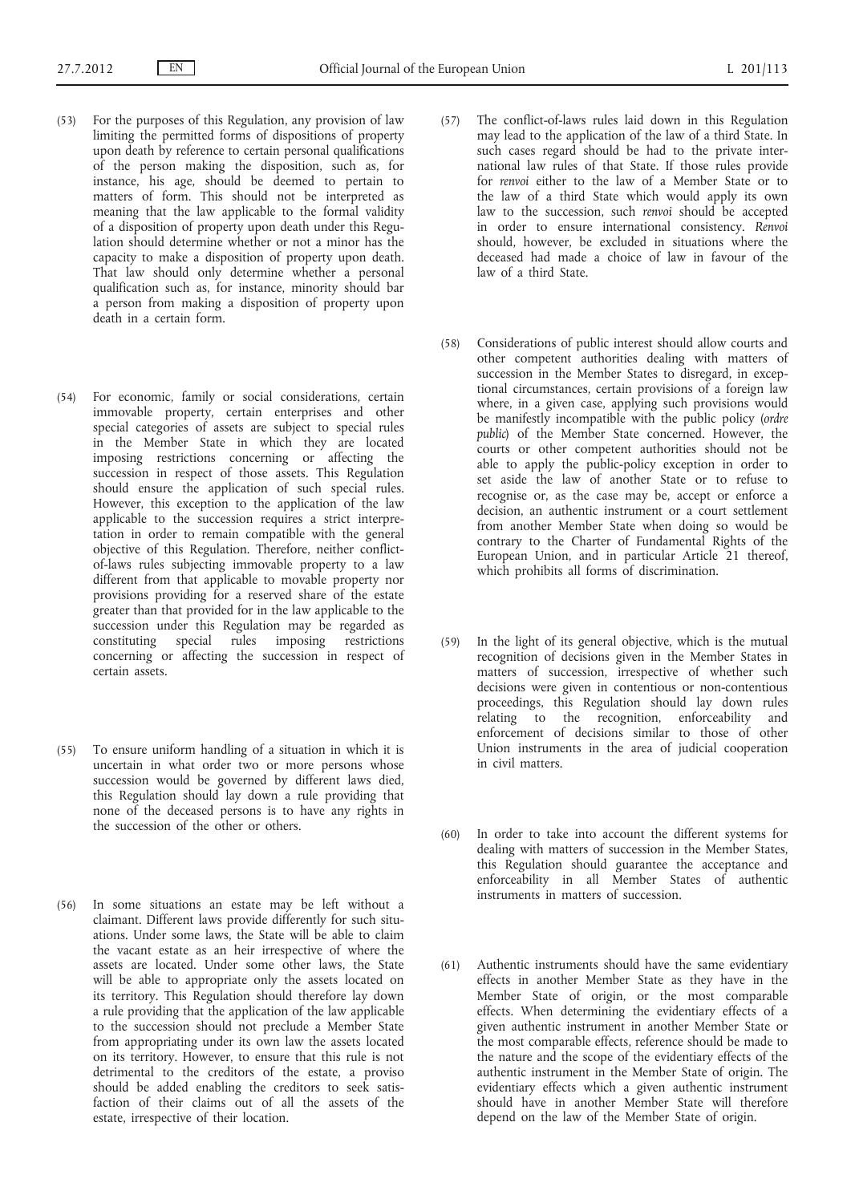(53) For the purposes of this Regulation, any provision of law limiting the permitted forms of dispositions of property upon death by reference to certain personal qualifications of the person making the disposition, such as, for instance, his age, should be deemed to pertain to matters of form. This should not be interpreted as meaning that the law applicable to the formal validity of a disposition of property upon death under this Regulation should determine whether or not a minor has the capacity to make a disposition of property upon death. That law should only determine whether a personal qualification such as, for instance, minority should bar a person from making a disposition of property upon death in a certain form.

(54) For economic, family or social considerations, certain immovable property, certain enterprises and other special categories of assets are subject to special rules in the Member State in which they are located imposing restrictions concerning or affecting the succession in respect of those assets. This Regulation should ensure the application of such special rules. However, this exception to the application of the law applicable to the succession requires a strict interpretation in order to remain compatible with the general objective of this Regulation. Therefore, neither conflict-of-laws rules subjecting immovable property to a law different from that applicable to movable property nor provisions providing for a reserved share of the estate greater than that provided for in the law applicable to the succession under this Regulation may be regarded as constituting special rules imposing restrictions concerning or affecting the succession in respect of certain assets.

(55) To ensure uniform handling of a situation in which it is uncertain in what order two or more persons whose succession would be governed by different laws died, this Regulation should lay down a rule providing that none of the deceased persons is to have any rights in the succession of the other or others.

(56) In some situations an estate may be left without a claimant. Different laws provide differently for such situations. Under some laws, the State will be able to claim the vacant estate as an heir irrespective of where the assets are located. Under some other laws, the State will be able to appropriate only the assets located on its territory. This Regulation should therefore lay down a rule providing that the application of the law applicable to the succession should not preclude a Member State from appropriating under its own law the assets located on its territory. However, to ensure that this rule is not detrimental to the creditors of the estate, a proviso should be added enabling the creditors to seek satisfaction of their claims out of all the assets of the estate, irrespective of their location.

(57) The conflict-of-laws rules laid down in this Regulation may lead to the application of the law of a third State. In such cases regard should be had to the private international law rules of that State. If those rules provide for *renvoi* either to the law of a Member State or to the law of a third State which would apply its own law to the succession, such *renvoi* should be accepted in order to ensure international consistency. *Renvoi* should, however, be excluded in situations where the deceased had made a choice of law in favour of the law of a third State.

(58) Considerations of public interest should allow courts and other competent authorities dealing with matters of succession in the Member States to disregard, in exceptional circumstances, certain provisions of a foreign law where, in a given case, applying such provisions would be manifestly incompatible with the public policy (*ordre public*) of the Member State concerned. However, the courts or other competent authorities should not be able to apply the public-policy exception in order to set aside the law of another State or to refuse to recognise or, as the case may be, accept or enforce a decision, an authentic instrument or a court settlement from another Member State when doing so would be contrary to the Charter of Fundamental Rights of the European Union, and in particular Article 21 thereof, which prohibits all forms of discrimination.

(59) In the light of its general objective, which is the mutual recognition of decisions given in the Member States in matters of succession, irrespective of whether such decisions were given in contentious or non-contentious proceedings, this Regulation should lay down rules relating to the recognition, enforceability and enforcement of decisions similar to those of other Union instruments in the area of judicial cooperation in civil matters.

(60) In order to take into account the different systems for dealing with matters of succession in the Member States, this Regulation should guarantee the acceptance and enforceability in all Member States of authentic instruments in matters of succession.

(61) Authentic instruments should have the same evidentiary effects in another Member State as they have in the Member State of origin, or the most comparable effects. When determining the evidentiary effects of a given authentic instrument in another Member State or the most comparable effects, reference should be made to the nature and the scope of the evidentiary effects of the authentic instrument in the Member State of origin. The evidentiary effects which a given authentic instrument should have in another Member State will therefore depend on the law of the Member State of origin.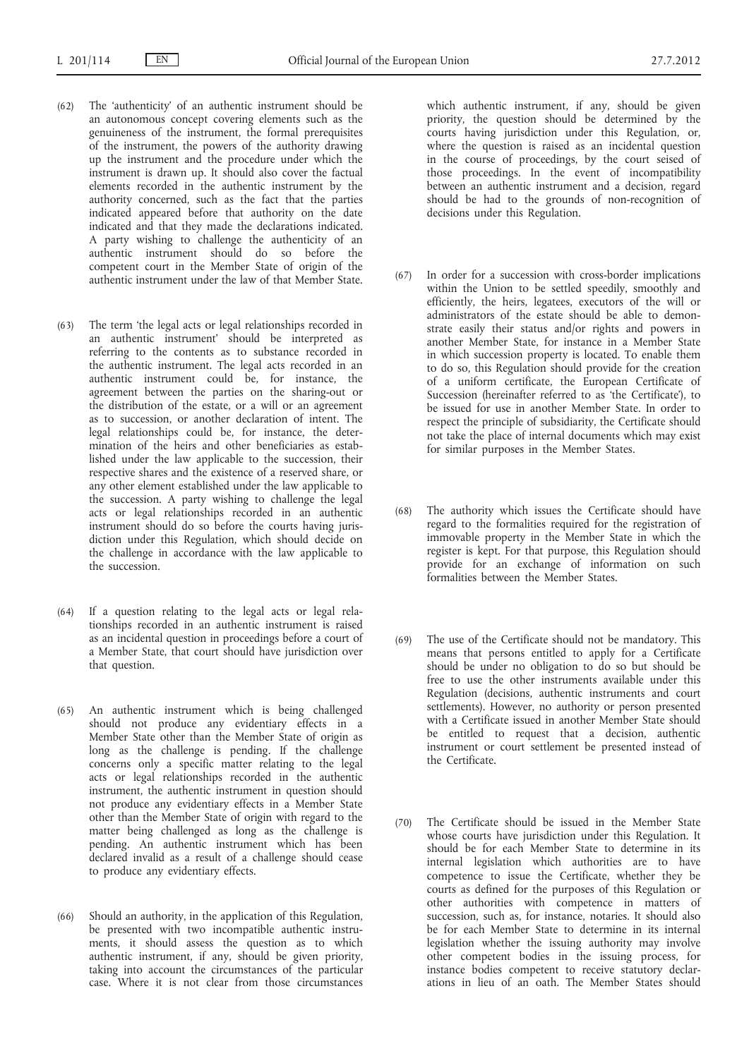(62) The 'authenticity' of an authentic instrument should be an autonomous concept covering elements such as the genuineness of the instrument, the formal prerequisites of the instrument, the powers of the authority drawing up the instrument and the procedure under which the instrument is drawn up. It should also cover the factual elements recorded in the authentic instrument by the authority concerned, such as the fact that the parties indicated appeared before that authority on the date indicated and that they made the declarations indicated. A party wishing to challenge the authenticity of an authentic instrument should do so before the competent court in the Member State of origin of the authentic instrument under the law of that Member State.

(63) The term 'the legal acts or legal relationships recorded in an authentic instrument' should be interpreted as referring to the contents as to substance recorded in the authentic instrument. The legal acts recorded in an authentic instrument could be, for instance, the agreement between the parties on the sharing-out or the distribution of the estate, or a will or an agreement as to succession, or another declaration of intent. The legal relationships could be, for instance, the determination of the heirs and other beneficiaries as established under the law applicable to the succession, their respective shares and the existence of a reserved share, or any other element established under the law applicable to the succession. A party wishing to challenge the legal acts or legal relationships recorded in an authentic instrument should do so before the courts having jurisdiction under this Regulation, which should decide on the challenge in accordance with the law applicable to the succession.

(64) If a question relating to the legal acts or legal relationships recorded in an authentic instrument is raised as an incidental question in proceedings before a court of a Member State, that court should have jurisdiction over that question.

(65) An authentic instrument which is being challenged should not produce any evidentiary effects in a Member State other than the Member State of origin as long as the challenge is pending. If the challenge concerns only a specific matter relating to the legal acts or legal relationships recorded in the authentic instrument, the authentic instrument in question should not produce any evidentiary effects in a Member State other than the Member State of origin with regard to the matter being challenged as long as the challenge is pending. An authentic instrument which has been declared invalid as a result of a challenge should cease to produce any evidentiary effects.

(66) Should an authority, in the application of this Regulation, be presented with two incompatible authentic instruments, it should assess the question as to which authentic instrument, if any, should be given priority, taking into account the circumstances of the particular case. Where it is not clear from those circumstances which authentic instrument, if any, should be given priority, the question should be determined by the courts having jurisdiction under this Regulation, or, where the question is raised as an incidental question in the course of proceedings, by the court seised of those proceedings. In the event of incompatibility between an authentic instrument and a decision, regard should be had to the grounds of non-recognition of decisions under this Regulation.

(67) In order for a succession with cross-border implications within the Union to be settled speedily, smoothly and efficiently, the heirs, legatees, executors of the will or administrators of the estate should be able to demonstrate easily their status and/or rights and powers in another Member State, for instance in a Member State in which succession property is located. To enable them to do so, this Regulation should provide for the creation of a uniform certificate, the European Certificate of Succession (hereinafter referred to as 'the Certificate'), to be issued for use in another Member State. In order to respect the principle of subsidiarity, the Certificate should not take the place of internal documents which may exist for similar purposes in the Member States.

(68) The authority which issues the Certificate should have regard to the formalities required for the registration of immovable property in the Member State in which the register is kept. For that purpose, this Regulation should provide for an exchange of information on such formalities between the Member States.

(69) The use of the Certificate should not be mandatory. This means that persons entitled to apply for a Certificate should be under no obligation to do so but should be free to use the other instruments available under this Regulation (decisions, authentic instruments and court settlements). However, no authority or person presented with a Certificate issued in another Member State should be entitled to request that a decision, authentic instrument or court settlement be presented instead of the Certificate.

(70) The Certificate should be issued in the Member State whose courts have jurisdiction under this Regulation. It should be for each Member State to determine in its internal legislation which authorities are to have competence to issue the Certificate, whether they be courts as defined for the purposes of this Regulation or other authorities with competence in matters of succession, such as, for instance, notaries. It should also be for each Member State to determine in its internal legislation whether the issuing authority may involve other competent bodies in the issuing process, for instance bodies competent to receive statutory declarations in lieu of an oath. The Member States should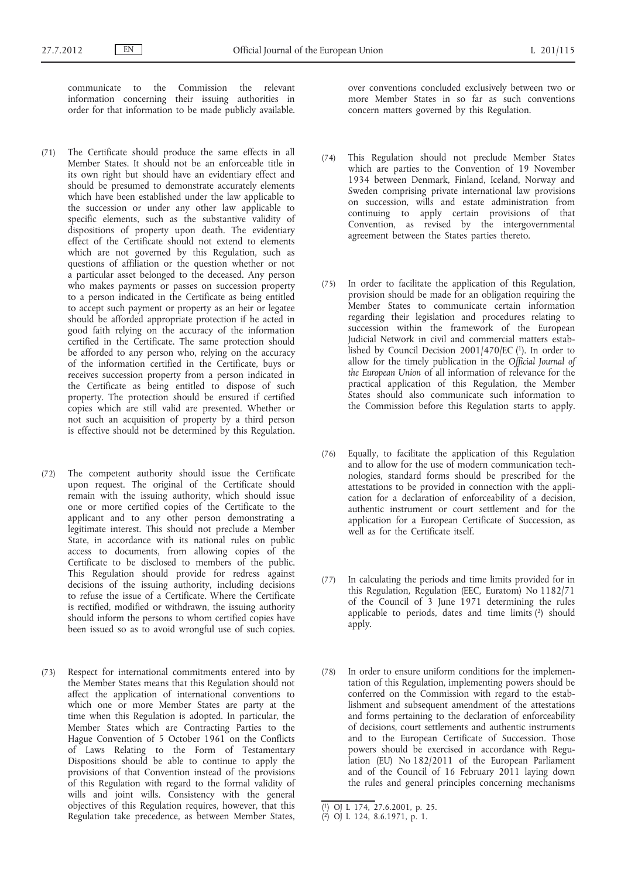communicate to the Commission the relevant information concerning their issuing authorities in order for that information to be made publicly available.

(71) The Certificate should produce the same effects in all Member States. It should not be an enforceable title in its own right but should have an evidentiary effect and should be presumed to demonstrate accurately elements which have been established under the law applicable to the succession or under any other law applicable to specific elements, such as the substantive validity of dispositions of property upon death. The evidentiary effect of the Certificate should not extend to elements which are not governed by this Regulation, such as questions of affiliation or the question whether or not a particular asset belonged to the deceased. Any person who makes payments or passes on succession property to a person indicated in the Certificate as being entitled to accept such payment or property as an heir or legatee should be afforded appropriate protection if he acted in good faith relying on the accuracy of the information certified in the Certificate. The same protection should be afforded to any person who, relying on the accuracy of the information certified in the Certificate, buys or receives succession property from a person indicated in the Certificate as being entitled to dispose of such property. The protection should be ensured if certified copies which are still valid are presented. Whether or not such an acquisition of property by a third person is effective should not be determined by this Regulation.

(72) The competent authority should issue the Certificate upon request. The original of the Certificate should remain with the issuing authority, which should issue one or more certified copies of the Certificate to the applicant and to any other person demonstrating a legitimate interest. This should not preclude a Member State, in accordance with its national rules on public access to documents, from allowing copies of the Certificate to be disclosed to members of the public. This Regulation should provide for redress against decisions of the issuing authority, including decisions to refuse the issue of a Certificate. Where the Certificate is rectified, modified or withdrawn, the issuing authority should inform the persons to whom certified copies have been issued so as to avoid wrongful use of such copies.

(73) Respect for international commitments entered into by the Member States means that this Regulation should not affect the application of international conventions to which one or more Member States are party at the time when this Regulation is adopted. In particular, the Member States which are Contracting Parties to the Hague Convention of 5 October 1961 on the Conflicts of Laws Relating to the Form of Testamentary Dispositions should be able to continue to apply the provisions of that Convention instead of the provisions of this Regulation with regard to the formal validity of wills and joint wills. Consistency with the general objectives of this Regulation requires, however, that this Regulation take precedence, as between Member States, over conventions concluded exclusively between two or more Member States in so far as such conventions concern matters governed by this Regulation.

(74) This Regulation should not preclude Member States which are parties to the Convention of 19 November 1934 between Denmark, Finland, Iceland, Norway and Sweden comprising private international law provisions on succession, wills and estate administration from continuing to apply certain provisions of that Convention, as revised by the intergovernmental agreement between the States parties thereto.

(75) In order to facilitate the application of this Regulation, provision should be made for an obligation requiring the Member States to communicate certain information regarding their legislation and procedures relating to succession within the framework of the European Judicial Network in civil and commercial matters established by Council Decision 2001/470/EC [1]. In order to allow for the timely publication in the *Official Journal of the European Union* of all information of relevance for the practical application of this Regulation, the Member States should also communicate such information to the Commission before this Regulation starts to apply.

(76) Equally, to facilitate the application of this Regulation and to allow for the use of modern communication technologies, standard forms should be prescribed for the attestations to be provided in connection with the application for a declaration of enforceability of a decision, authentic instrument or court settlement and for the application for a European Certificate of Succession, as well as for the Certificate itself.

(77) In calculating the periods and time limits provided for in this Regulation, Regulation (EEC, Euratom) No 1182/71 of the Council of 3 June 1971 determining the rules applicable to periods, dates and time limits [2] should apply.

(78) In order to ensure uniform conditions for the implementation of this Regulation, implementing powers should be conferred on the Commission with regard to the establishment and subsequent amendment of the attestations and forms pertaining to the declaration of enforceability of decisions, court settlements and authentic instruments and to the European Certificate of Succession. Those powers should be exercised in accordance with Regulation (EU) No 182/2011 of the European Parliament and of the Council of 16 February 2011 laying down the rules and general principles concerning mechanisms

---

[1] OJ L 174, 27.6.2001, p. 25.

[2] OJ L 124, 8.6.1971, p. 1.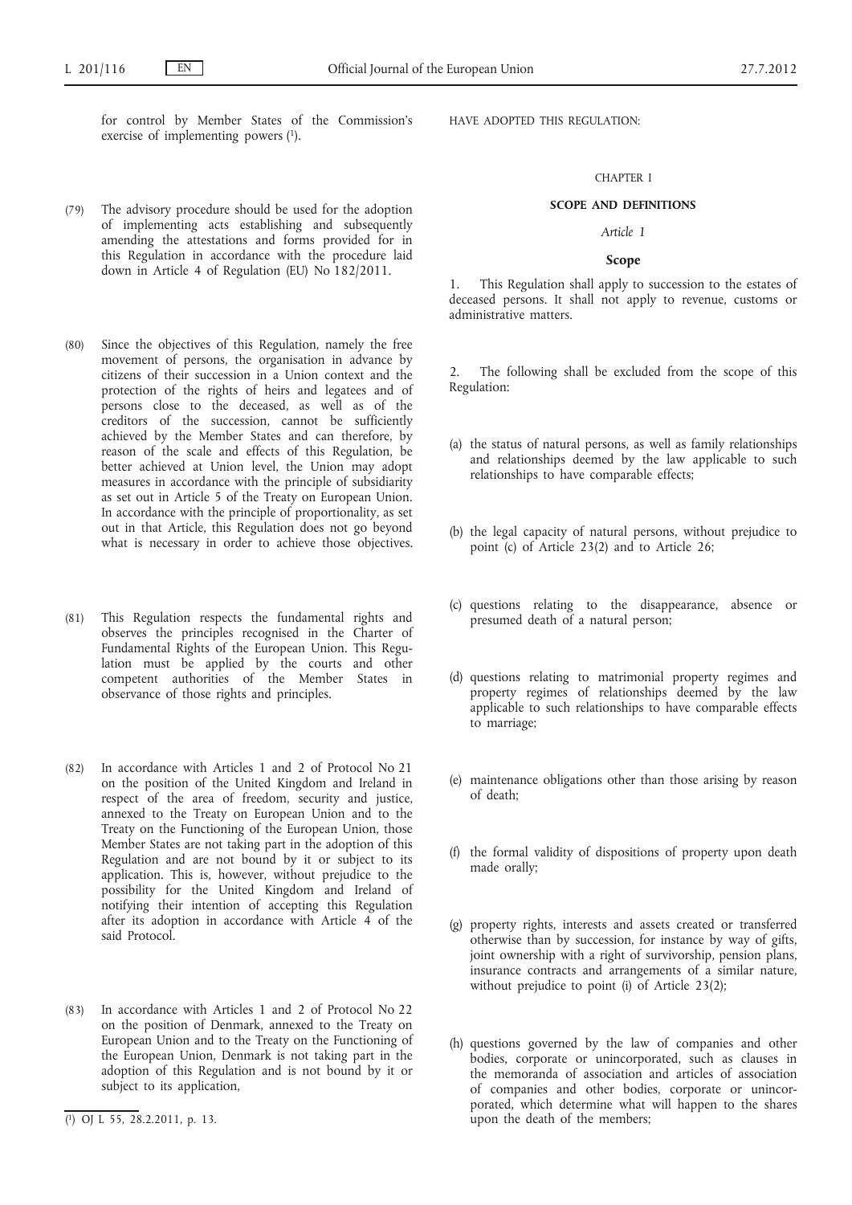for control by Member States of the Commission's exercise of implementing powers [1].

(79) The advisory procedure should be used for the adoption of implementing acts establishing and subsequently amending the attestations and forms provided for in this Regulation in accordance with the procedure laid down in Article 4 of Regulation (EU) No 182/2011.

(80) Since the objectives of this Regulation, namely the free movement of persons, the organisation in advance by citizens of their succession in a Union context and the protection of the rights of heirs and legatees and of persons close to the deceased, as well as of the creditors of the succession, cannot be sufficiently achieved by the Member States and can therefore, by reason of the scale and effects of this Regulation, be better achieved at Union level, the Union may adopt measures in accordance with the principle of subsidiarity as set out in Article 5 of the Treaty on European Union. In accordance with the principle of proportionality, as set out in that Article, this Regulation does not go beyond what is necessary in order to achieve those objectives.

(81) This Regulation respects the fundamental rights and observes the principles recognised in the Charter of Fundamental Rights of the European Union. This Regulation must be applied by the courts and other competent authorities of the Member States in observance of those rights and principles.

(82) In accordance with Articles 1 and 2 of Protocol No 21 on the position of the United Kingdom and Ireland in respect of the area of freedom, security and justice, annexed to the Treaty on European Union and to the Treaty on the Functioning of the European Union, those Member States are not taking part in the adoption of this Regulation and are not bound by it or subject to its application. This is, however, without prejudice to the possibility for the United Kingdom and Ireland of notifying their intention of accepting this Regulation after its adoption in accordance with Article 4 of the said Protocol.

(83) In accordance with Articles 1 and 2 of Protocol No 22 on the position of Denmark, annexed to the Treaty on European Union and to the Treaty on the Functioning of the European Union, Denmark is not taking part in the adoption of this Regulation and is not bound by it or subject to its application,

[1] OJ L 55, 28.2.2011, p. 13.

HAVE ADOPTED THIS REGULATION:

CHAPTER I

## SCOPE AND DEFINITIONS

*Article 1*

### Scope

1. This Regulation shall apply to succession to the estates of deceased persons. It shall not apply to revenue, customs or administrative matters.

2. The following shall be excluded from the scope of this Regulation:

(a) the status of natural persons, as well as family relationships and relationships deemed by the law applicable to such relationships to have comparable effects;

(b) the legal capacity of natural persons, without prejudice to point (c) of Article 23(2) and to Article 26;

(c) questions relating to the disappearance, absence or presumed death of a natural person;

(d) questions relating to matrimonial property regimes and property regimes of relationships deemed by the law applicable to such relationships to have comparable effects to marriage;

(e) maintenance obligations other than those arising by reason of death;

(f) the formal validity of dispositions of property upon death made orally;

(g) property rights, interests and assets created or transferred otherwise than by succession, for instance by way of gifts, joint ownership with a right of survivorship, pension plans, insurance contracts and arrangements of a similar nature, without prejudice to point (i) of Article 23(2);

(h) questions governed by the law of companies and other bodies, corporate or unincorporated, such as clauses in the memoranda of association and articles of association of companies and other bodies, corporate or unincorporated, which determine what will happen to the shares upon the death of the members;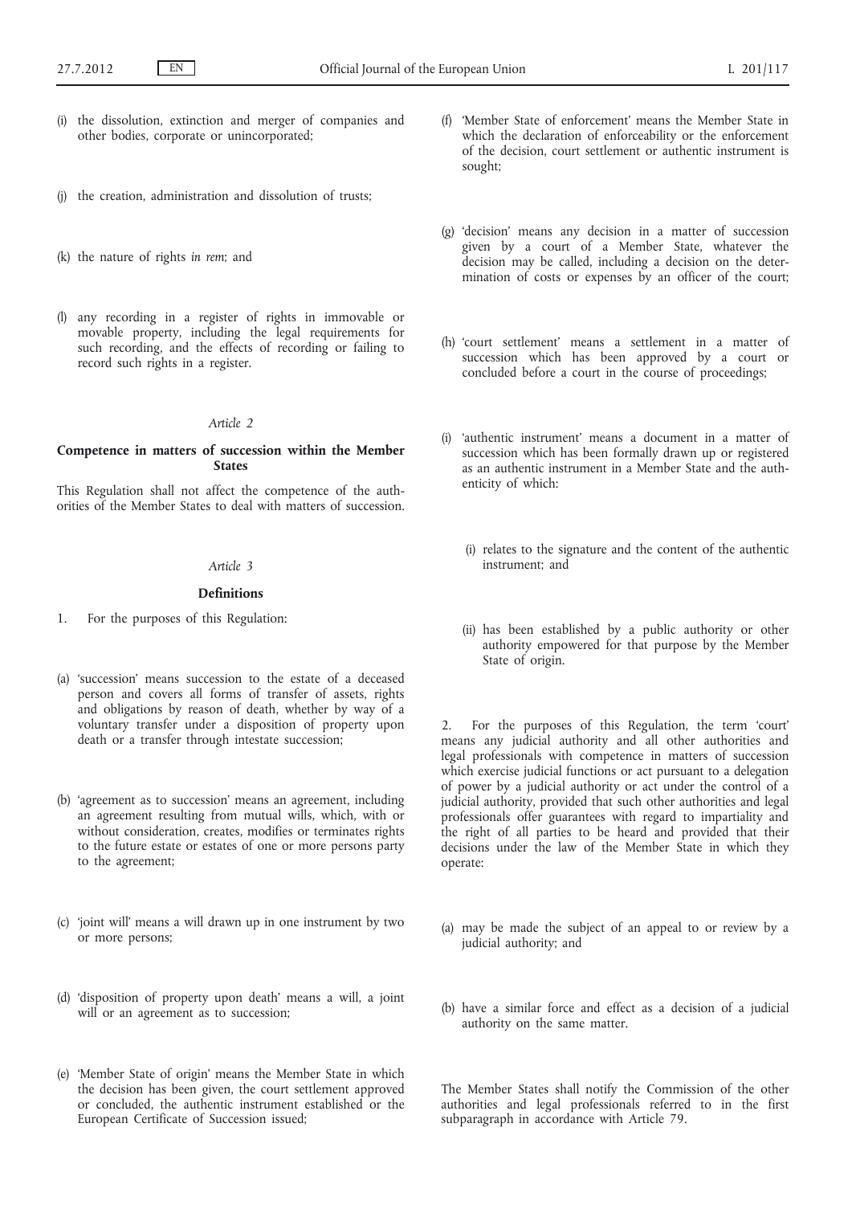(i) the dissolution, extinction and merger of companies and other bodies, corporate or unincorporated;

(j) the creation, administration and dissolution of trusts;

(k) the nature of rights *in rem*; and

(l) any recording in a register of rights in immovable or movable property, including the legal requirements for such recording, and the effects of recording or failing to record such rights in a register.

*Article 2*

**Competence in matters of succession within the Member States**

This Regulation shall not affect the competence of the authorities of the Member States to deal with matters of succession.

*Article 3*

**Definitions**

1. For the purposes of this Regulation:

(a) 'succession' means succession to the estate of a deceased person and covers all forms of transfer of assets, rights and obligations by reason of death, whether by way of a voluntary transfer under a disposition of property upon death or a transfer through intestate succession;

(b) 'agreement as to succession' means an agreement, including an agreement resulting from mutual wills, which, with or without consideration, creates, modifies or terminates rights to the future estate or estates of one or more persons party to the agreement;

(c) 'joint will' means a will drawn up in one instrument by two or more persons;

(d) 'disposition of property upon death' means a will, a joint will or an agreement as to succession;

(e) 'Member State of origin' means the Member State in which the decision has been given, the court settlement approved or concluded, the authentic instrument established or the European Certificate of Succession issued;

(f) 'Member State of enforcement' means the Member State in which the declaration of enforceability or the enforcement of the decision, court settlement or authentic instrument is sought;

(g) 'decision' means any decision in a matter of succession given by a court of a Member State, whatever the decision may be called, including a decision on the determination of costs or expenses by an officer of the court;

(h) 'court settlement' means a settlement in a matter of succession which has been approved by a court or concluded before a court in the course of proceedings;

(i) 'authentic instrument' means a document in a matter of succession which has been formally drawn up or registered as an authentic instrument in a Member State and the authenticity of which:

(i) relates to the signature and the content of the authentic instrument; and

(ii) has been established by a public authority or other authority empowered for that purpose by the Member State of origin.

2. For the purposes of this Regulation, the term 'court' means any judicial authority and all other authorities and legal professionals with competence in matters of succession which exercise judicial functions or act pursuant to a delegation of power by a judicial authority or act under the control of a judicial authority, provided that such other authorities and legal professionals offer guarantees with regard to impartiality and the right of all parties to be heard and provided that their decisions under the law of the Member State in which they operate:

(a) may be made the subject of an appeal to or review by a judicial authority; and

(b) have a similar force and effect as a decision of a judicial authority on the same matter.

The Member States shall notify the Commission of the other authorities and legal professionals referred to in the first subparagraph in accordance with Article 79.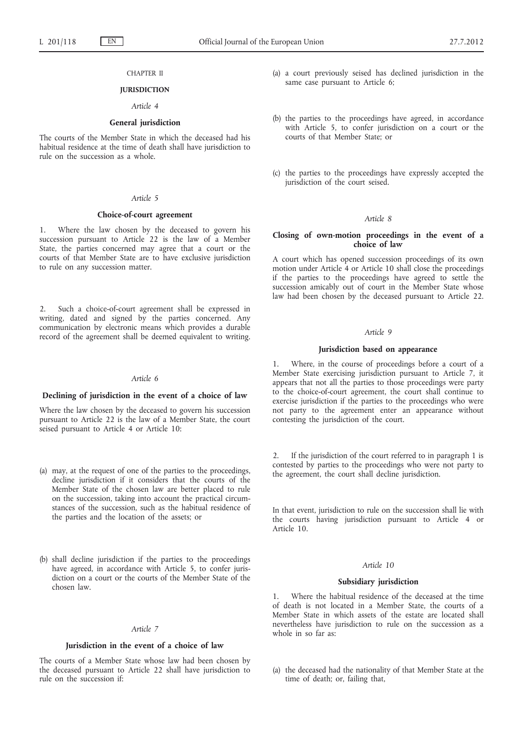## CHAPTER II

## JURISDICTION

### *Article 4*

### General jurisdiction

The courts of the Member State in which the deceased had his habitual residence at the time of death shall have jurisdiction to rule on the succession as a whole.

### *Article 5*

### Choice-of-court agreement

1. Where the law chosen by the deceased to govern his succession pursuant to Article 22 is the law of a Member State, the parties concerned may agree that a court or the courts of that Member State are to have exclusive jurisdiction to rule on any succession matter.

2. Such a choice-of-court agreement shall be expressed in writing, dated and signed by the parties concerned. Any communication by electronic means which provides a durable record of the agreement shall be deemed equivalent to writing.

### *Article 6*

### Declining of jurisdiction in the event of a choice of law

Where the law chosen by the deceased to govern his succession pursuant to Article 22 is the law of a Member State, the court seised pursuant to Article 4 or Article 10:

(a) may, at the request of one of the parties to the proceedings, decline jurisdiction if it considers that the courts of the Member State of the chosen law are better placed to rule on the succession, taking into account the practical circumstances of the succession, such as the habitual residence of the parties and the location of the assets; or

(b) shall decline jurisdiction if the parties to the proceedings have agreed, in accordance with Article 5, to confer jurisdiction on a court or the courts of the Member State of the chosen law.

### *Article 7*

### Jurisdiction in the event of a choice of law

The courts of a Member State whose law had been chosen by the deceased pursuant to Article 22 shall have jurisdiction to rule on the succession if:

(a) a court previously seised has declined jurisdiction in the same case pursuant to Article 6;

(b) the parties to the proceedings have agreed, in accordance with Article 5, to confer jurisdiction on a court or the courts of that Member State; or

(c) the parties to the proceedings have expressly accepted the jurisdiction of the court seised.

### *Article 8*

### Closing of own-motion proceedings in the event of a choice of law

A court which has opened succession proceedings of its own motion under Article 4 or Article 10 shall close the proceedings if the parties to the proceedings have agreed to settle the succession amicably out of court in the Member State whose law had been chosen by the deceased pursuant to Article 22.

### *Article 9*

### Jurisdiction based on appearance

1. Where, in the course of proceedings before a court of a Member State exercising jurisdiction pursuant to Article 7, it appears that not all the parties to those proceedings were party to the choice-of-court agreement, the court shall continue to exercise jurisdiction if the parties to the proceedings who were not party to the agreement enter an appearance without contesting the jurisdiction of the court.

2. If the jurisdiction of the court referred to in paragraph 1 is contested by parties to the proceedings who were not party to the agreement, the court shall decline jurisdiction.

In that event, jurisdiction to rule on the succession shall lie with the courts having jurisdiction pursuant to Article 4 or Article 10.

### *Article 10*

### Subsidiary jurisdiction

1. Where the habitual residence of the deceased at the time of death is not located in a Member State, the courts of a Member State in which assets of the estate are located shall nevertheless have jurisdiction to rule on the succession as a whole in so far as:

(a) the deceased had the nationality of that Member State at the time of death; or, failing that,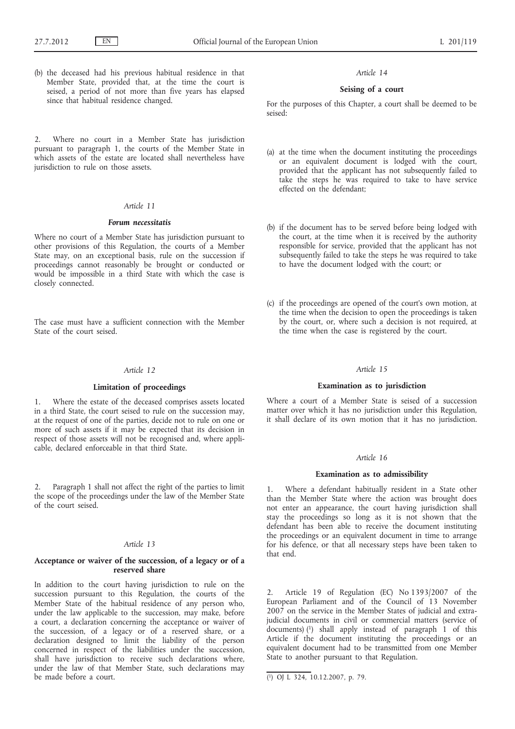(b) the deceased had his previous habitual residence in that Member State, provided that, at the time the court is seised, a period of not more than five years has elapsed since that habitual residence changed.

2. Where no court in a Member State has jurisdiction pursuant to paragraph 1, the courts of the Member State in which assets of the estate are located shall nevertheless have jurisdiction to rule on those assets.

*Article 11*

***Forum necessitatis***

Where no court of a Member State has jurisdiction pursuant to other provisions of this Regulation, the courts of a Member State may, on an exceptional basis, rule on the succession if proceedings cannot reasonably be brought or conducted or would be impossible in a third State with which the case is closely connected.

The case must have a sufficient connection with the Member State of the court seised.

*Article 12*

**Limitation of proceedings**

1. Where the estate of the deceased comprises assets located in a third State, the court seised to rule on the succession may, at the request of one of the parties, decide not to rule on one or more of such assets if it may be expected that its decision in respect of those assets will not be recognised and, where applicable, declared enforceable in that third State.

2. Paragraph 1 shall not affect the right of the parties to limit the scope of the proceedings under the law of the Member State of the court seised.

*Article 13*

**Acceptance or waiver of the succession, of a legacy or of a reserved share**

In addition to the court having jurisdiction to rule on the succession pursuant to this Regulation, the courts of the Member State of the habitual residence of any person who, under the law applicable to the succession, may make, before a court, a declaration concerning the acceptance or waiver of the succession, of a legacy or of a reserved share, or a declaration designed to limit the liability of the person concerned in respect of the liabilities under the succession, shall have jurisdiction to receive such declarations where, under the law of that Member State, such declarations may be made before a court.

*Article 14*

**Seising of a court**

For the purposes of this Chapter, a court shall be deemed to be seised:

(a) at the time when the document instituting the proceedings or an equivalent document is lodged with the court, provided that the applicant has not subsequently failed to take the steps he was required to take to have service effected on the defendant;

(b) if the document has to be served before being lodged with the court, at the time when it is received by the authority responsible for service, provided that the applicant has not subsequently failed to take the steps he was required to take to have the document lodged with the court; or

(c) if the proceedings are opened of the court's own motion, at the time when the decision to open the proceedings is taken by the court, or, where such a decision is not required, at the time when the case is registered by the court.

*Article 15*

**Examination as to jurisdiction**

Where a court of a Member State is seised of a succession matter over which it has no jurisdiction under this Regulation, it shall declare of its own motion that it has no jurisdiction.

*Article 16*

**Examination as to admissibility**

1. Where a defendant habitually resident in a State other than the Member State where the action was brought does not enter an appearance, the court having jurisdiction shall stay the proceedings so long as it is not shown that the defendant has been able to receive the document instituting the proceedings or an equivalent document in time to arrange for his defence, or that all necessary steps have been taken to that end.

2. Article 19 of Regulation (EC) No 1393/2007 of the European Parliament and of the Council of 13 November 2007 on the service in the Member States of judicial and extrajudicial documents in civil or commercial matters (service of documents) [1] shall apply instead of paragraph 1 of this Article if the document instituting the proceedings or an equivalent document had to be transmitted from one Member State to another pursuant to that Regulation.

[1] OJ L 324, 10.12.2007, p. 79.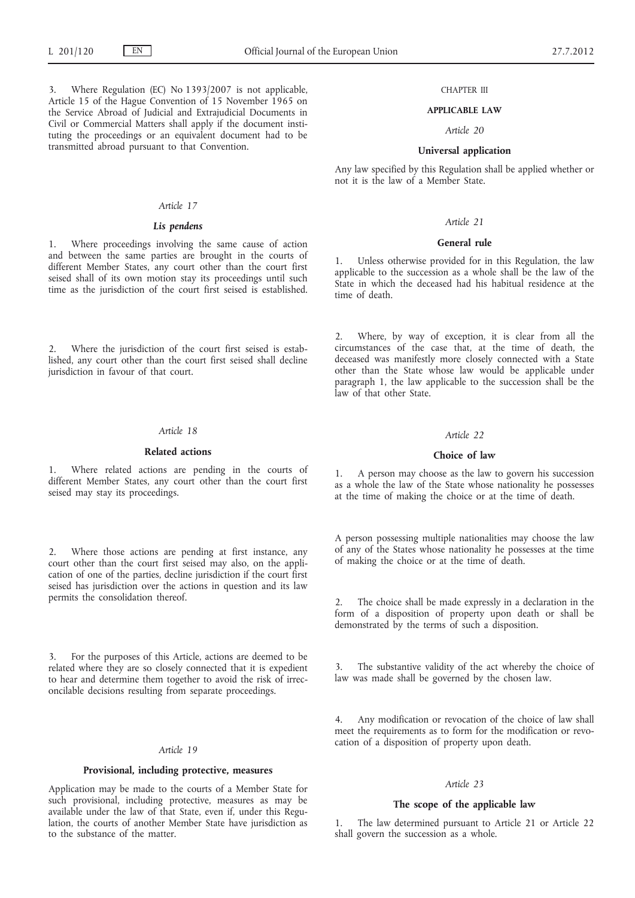3. Where Regulation (EC) No 1393/2007 is not applicable, Article 15 of the Hague Convention of 15 November 1965 on the Service Abroad of Judicial and Extrajudicial Documents in Civil or Commercial Matters shall apply if the document instituting the proceedings or an equivalent document had to be transmitted abroad pursuant to that Convention.

*Article 17*

***Lis pendens***

1. Where proceedings involving the same cause of action and between the same parties are brought in the courts of different Member States, any court other than the court first seised shall of its own motion stay its proceedings until such time as the jurisdiction of the court first seised is established.

2. Where the jurisdiction of the court first seised is established, any court other than the court first seised shall decline jurisdiction in favour of that court.

*Article 18*

**Related actions**

1. Where related actions are pending in the courts of different Member States, any court other than the court first seised may stay its proceedings.

2. Where those actions are pending at first instance, any court other than the court first seised may also, on the application of one of the parties, decline jurisdiction if the court first seised has jurisdiction over the actions in question and its law permits the consolidation thereof.

3. For the purposes of this Article, actions are deemed to be related where they are so closely connected that it is expedient to hear and determine them together to avoid the risk of irreconcilable decisions resulting from separate proceedings.

*Article 19*

**Provisional, including protective, measures**

Application may be made to the courts of a Member State for such provisional, including protective, measures as may be available under the law of that State, even if, under this Regulation, the courts of another Member State have jurisdiction as to the substance of the matter.

CHAPTER III

**APPLICABLE LAW**

*Article 20*

**Universal application**

Any law specified by this Regulation shall be applied whether or not it is the law of a Member State.

*Article 21*

**General rule**

1. Unless otherwise provided for in this Regulation, the law applicable to the succession as a whole shall be the law of the State in which the deceased had his habitual residence at the time of death.

2. Where, by way of exception, it is clear from all the circumstances of the case that, at the time of death, the deceased was manifestly more closely connected with a State other than the State whose law would be applicable under paragraph 1, the law applicable to the succession shall be the law of that other State.

*Article 22*

**Choice of law**

1. A person may choose as the law to govern his succession as a whole the law of the State whose nationality he possesses at the time of making the choice or at the time of death.

A person possessing multiple nationalities may choose the law of any of the States whose nationality he possesses at the time of making the choice or at the time of death.

2. The choice shall be made expressly in a declaration in the form of a disposition of property upon death or shall be demonstrated by the terms of such a disposition.

3. The substantive validity of the act whereby the choice of law was made shall be governed by the chosen law.

4. Any modification or revocation of the choice of law shall meet the requirements as to form for the modification or revocation of a disposition of property upon death.

*Article 23*

**The scope of the applicable law**

1. The law determined pursuant to Article 21 or Article 22 shall govern the succession as a whole.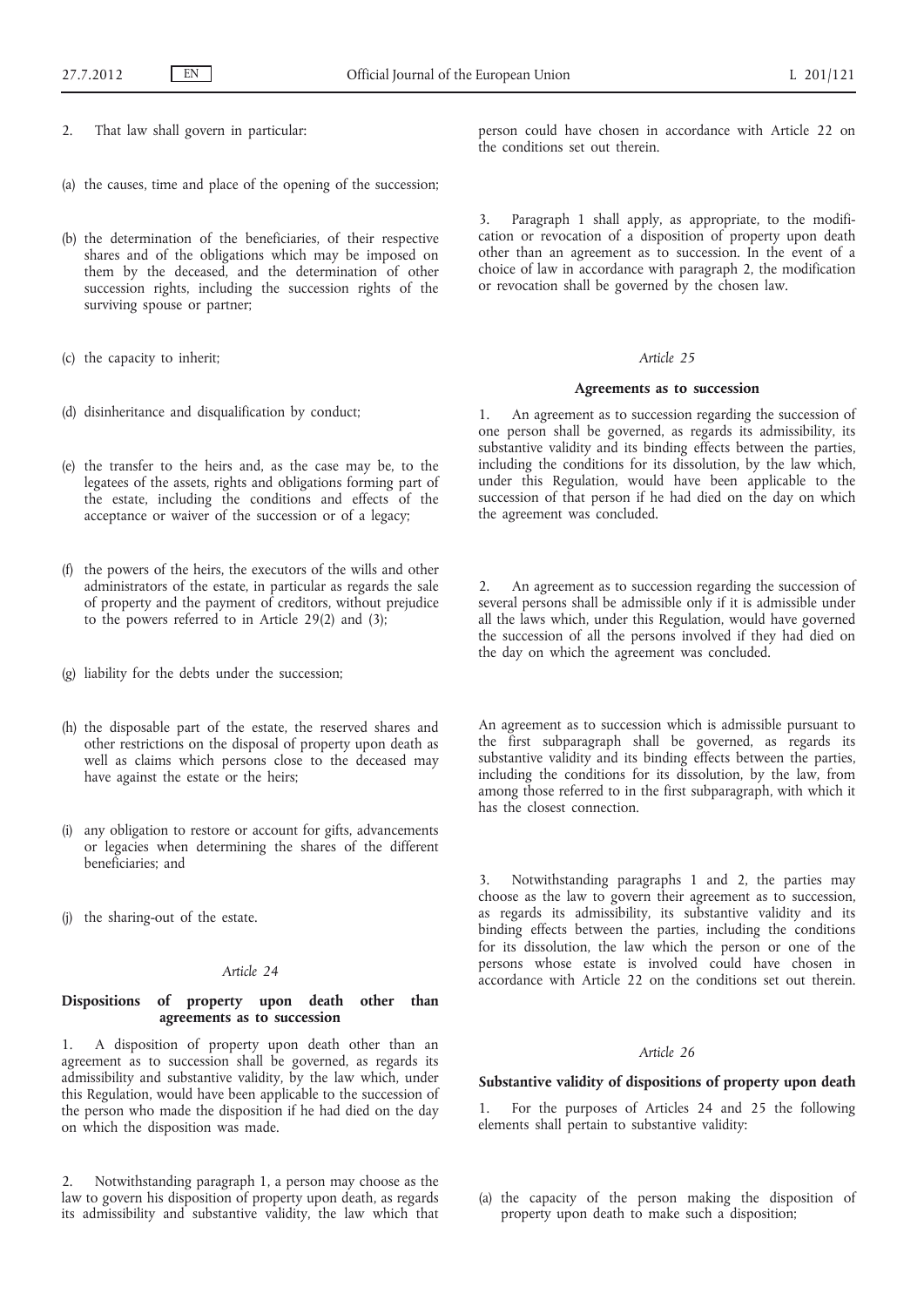2. That law shall govern in particular:

(a) the causes, time and place of the opening of the succession;

(b) the determination of the beneficiaries, of their respective shares and of the obligations which may be imposed on them by the deceased, and the determination of other succession rights, including the succession rights of the surviving spouse or partner;

(c) the capacity to inherit;

(d) disinheritance and disqualification by conduct;

(e) the transfer to the heirs and, as the case may be, to the legatees of the assets, rights and obligations forming part of the estate, including the conditions and effects of the acceptance or waiver of the succession or of a legacy;

(f) the powers of the heirs, the executors of the wills and other administrators of the estate, in particular as regards the sale of property and the payment of creditors, without prejudice to the powers referred to in Article 29(2) and (3);

(g) liability for the debts under the succession;

(h) the disposable part of the estate, the reserved shares and other restrictions on the disposal of property upon death as well as claims which persons close to the deceased may have against the estate or the heirs;

(i) any obligation to restore or account for gifts, advancements or legacies when determining the shares of the different beneficiaries; and

(j) the sharing-out of the estate.

*Article 24*

**Dispositions of property upon death other than agreements as to succession**

1. A disposition of property upon death other than an agreement as to succession shall be governed, as regards its admissibility and substantive validity, by the law which, under this Regulation, would have been applicable to the succession of the person who made the disposition if he had died on the day on which the disposition was made.

2. Notwithstanding paragraph 1, a person may choose as the law to govern his disposition of property upon death, as regards its admissibility and substantive validity, the law which that person could have chosen in accordance with Article 22 on the conditions set out therein.

3. Paragraph 1 shall apply, as appropriate, to the modification or revocation of a disposition of property upon death other than an agreement as to succession. In the event of a choice of law in accordance with paragraph 2, the modification or revocation shall be governed by the chosen law.

*Article 25*

**Agreements as to succession**

1. An agreement as to succession regarding the succession of one person shall be governed, as regards its admissibility, its substantive validity and its binding effects between the parties, including the conditions for its dissolution, by the law which, under this Regulation, would have been applicable to the succession of that person if he had died on the day on which the agreement was concluded.

2. An agreement as to succession regarding the succession of several persons shall be admissible only if it is admissible under all the laws which, under this Regulation, would have governed the succession of all the persons involved if they had died on the day on which the agreement was concluded.

An agreement as to succession which is admissible pursuant to the first subparagraph shall be governed, as regards its substantive validity and its binding effects between the parties, including the conditions for its dissolution, by the law, from among those referred to in the first subparagraph, with which it has the closest connection.

3. Notwithstanding paragraphs 1 and 2, the parties may choose as the law to govern their agreement as to succession, as regards its admissibility, its substantive validity and its binding effects between the parties, including the conditions for its dissolution, the law which the person or one of the persons whose estate is involved could have chosen in accordance with Article 22 on the conditions set out therein.

*Article 26*

**Substantive validity of dispositions of property upon death**

1. For the purposes of Articles 24 and 25 the following elements shall pertain to substantive validity:

(a) the capacity of the person making the disposition of property upon death to make such a disposition;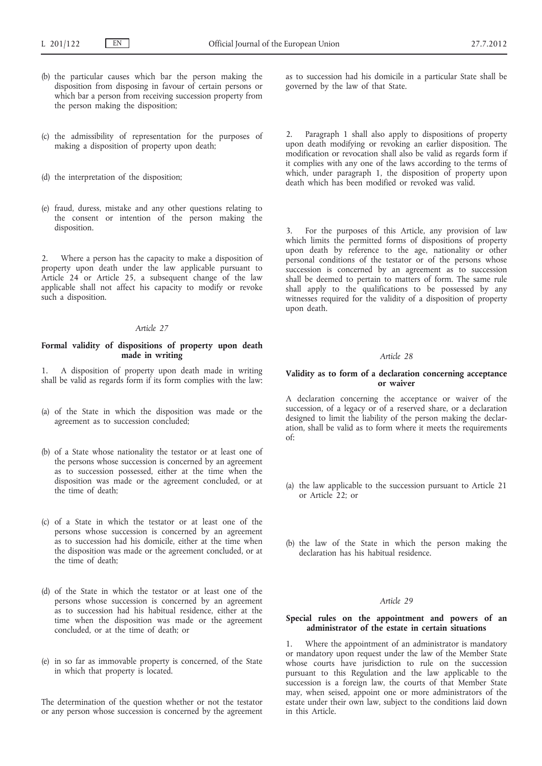(b) the particular causes which bar the person making the disposition from disposing in favour of certain persons or which bar a person from receiving succession property from the person making the disposition;

(c) the admissibility of representation for the purposes of making a disposition of property upon death;

(d) the interpretation of the disposition;

(e) fraud, duress, mistake and any other questions relating to the consent or intention of the person making the disposition.

2. Where a person has the capacity to make a disposition of property upon death under the law applicable pursuant to Article 24 or Article 25, a subsequent change of the law applicable shall not affect his capacity to modify or revoke such a disposition.

*Article 27*

**Formal validity of dispositions of property upon death made in writing**

1. A disposition of property upon death made in writing shall be valid as regards form if its form complies with the law:

(a) of the State in which the disposition was made or the agreement as to succession concluded;

(b) of a State whose nationality the testator or at least one of the persons whose succession is concerned by an agreement as to succession possessed, either at the time when the disposition was made or the agreement concluded, or at the time of death;

(c) of a State in which the testator or at least one of the persons whose succession is concerned by an agreement as to succession had his domicile, either at the time when the disposition was made or the agreement concluded, or at the time of death;

(d) of the State in which the testator or at least one of the persons whose succession is concerned by an agreement as to succession had his habitual residence, either at the time when the disposition was made or the agreement concluded, or at the time of death; or

(e) in so far as immovable property is concerned, of the State in which that property is located.

The determination of the question whether or not the testator or any person whose succession is concerned by the agreement as to succession had his domicile in a particular State shall be governed by the law of that State.

2. Paragraph 1 shall also apply to dispositions of property upon death modifying or revoking an earlier disposition. The modification or revocation shall also be valid as regards form if it complies with any one of the laws according to the terms of which, under paragraph 1, the disposition of property upon death which has been modified or revoked was valid.

3. For the purposes of this Article, any provision of law which limits the permitted forms of dispositions of property upon death by reference to the age, nationality or other personal conditions of the testator or of the persons whose succession is concerned by an agreement as to succession shall be deemed to pertain to matters of form. The same rule shall apply to the qualifications to be possessed by any witnesses required for the validity of a disposition of property upon death.

*Article 28*

**Validity as to form of a declaration concerning acceptance or waiver**

A declaration concerning the acceptance or waiver of the succession, of a legacy or of a reserved share, or a declaration designed to limit the liability of the person making the declaration, shall be valid as to form where it meets the requirements of:

(a) the law applicable to the succession pursuant to Article 21 or Article 22; or

(b) the law of the State in which the person making the declaration has his habitual residence.

*Article 29*

**Special rules on the appointment and powers of an administrator of the estate in certain situations**

1. Where the appointment of an administrator is mandatory or mandatory upon request under the law of the Member State whose courts have jurisdiction to rule on the succession pursuant to this Regulation and the law applicable to the succession is a foreign law, the courts of that Member State may, when seised, appoint one or more administrators of the estate under their own law, subject to the conditions laid down in this Article.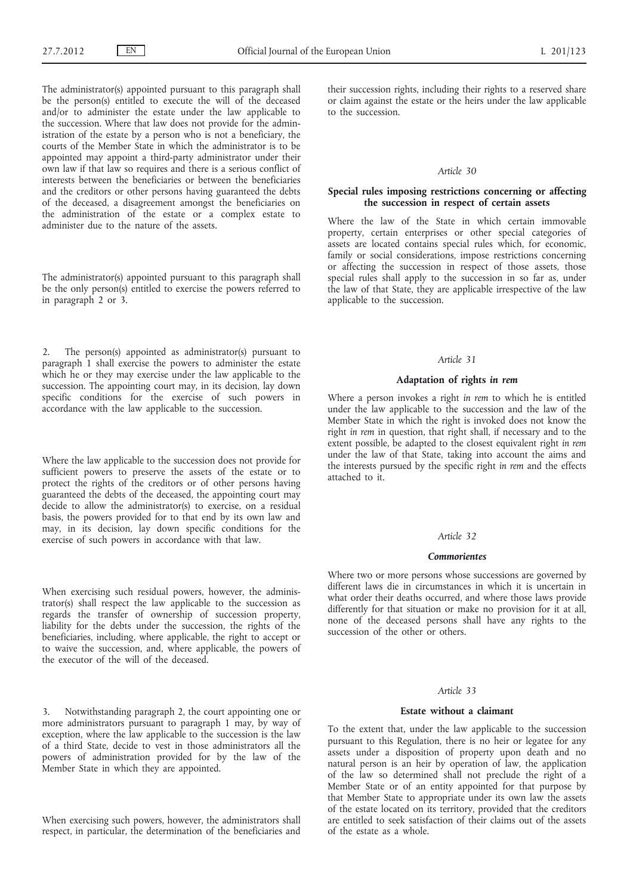The administrator(s) appointed pursuant to this paragraph shall be the person(s) entitled to execute the will of the deceased and/or to administer the estate under the law applicable to the succession. Where that law does not provide for the administration of the estate by a person who is not a beneficiary, the courts of the Member State in which the administrator is to be appointed may appoint a third-party administrator under their own law if that law so requires and there is a serious conflict of interests between the beneficiaries or between the beneficiaries and the creditors or other persons having guaranteed the debts of the deceased, a disagreement amongst the beneficiaries on the administration of the estate or a complex estate to administer due to the nature of the assets.

The administrator(s) appointed pursuant to this paragraph shall be the only person(s) entitled to exercise the powers referred to in paragraph 2 or 3.

2. The person(s) appointed as administrator(s) pursuant to paragraph 1 shall exercise the powers to administer the estate which he or they may exercise under the law applicable to the succession. The appointing court may, in its decision, lay down specific conditions for the exercise of such powers in accordance with the law applicable to the succession.

Where the law applicable to the succession does not provide for sufficient powers to preserve the assets of the estate or to protect the rights of the creditors or of other persons having guaranteed the debts of the deceased, the appointing court may decide to allow the administrator(s) to exercise, on a residual basis, the powers provided for to that end by its own law and may, in its decision, lay down specific conditions for the exercise of such powers in accordance with that law.

When exercising such residual powers, however, the administrator(s) shall respect the law applicable to the succession as regards the transfer of ownership of succession property, liability for the debts under the succession, the rights of the beneficiaries, including, where applicable, the right to accept or to waive the succession, and, where applicable, the powers of the executor of the will of the deceased.

3. Notwithstanding paragraph 2, the court appointing one or more administrators pursuant to paragraph 1 may, by way of exception, where the law applicable to the succession is the law of a third State, decide to vest in those administrators all the powers of administration provided for by the law of the Member State in which they are appointed.

When exercising such powers, however, the administrators shall respect, in particular, the determination of the beneficiaries and their succession rights, including their rights to a reserved share or claim against the estate or the heirs under the law applicable to the succession.

### *Article 30*

### Special rules imposing restrictions concerning or affecting the succession in respect of certain assets

Where the law of the State in which certain immovable property, certain enterprises or other special categories of assets are located contains special rules which, for economic, family or social considerations, impose restrictions concerning or affecting the succession in respect of those assets, those special rules shall apply to the succession in so far as, under the law of that State, they are applicable irrespective of the law applicable to the succession.

### *Article 31*

### Adaptation of rights *in rem*

Where a person invokes a right *in rem* to which he is entitled under the law applicable to the succession and the law of the Member State in which the right is invoked does not know the right *in rem* in question, that right shall, if necessary and to the extent possible, be adapted to the closest equivalent right *in rem* under the law of that State, taking into account the aims and the interests pursued by the specific right *in rem* and the effects attached to it.

### *Article 32*

### *Commorientes*

Where two or more persons whose successions are governed by different laws die in circumstances in which it is uncertain in what order their deaths occurred, and where those laws provide differently for that situation or make no provision for it at all, none of the deceased persons shall have any rights to the succession of the other or others.

### *Article 33*

### Estate without a claimant

To the extent that, under the law applicable to the succession pursuant to this Regulation, there is no heir or legatee for any assets under a disposition of property upon death and no natural person is an heir by operation of law, the application of the law so determined shall not preclude the right of a Member State or of an entity appointed for that purpose by that Member State to appropriate under its own law the assets of the estate located on its territory, provided that the creditors are entitled to seek satisfaction of their claims out of the assets of the estate as a whole.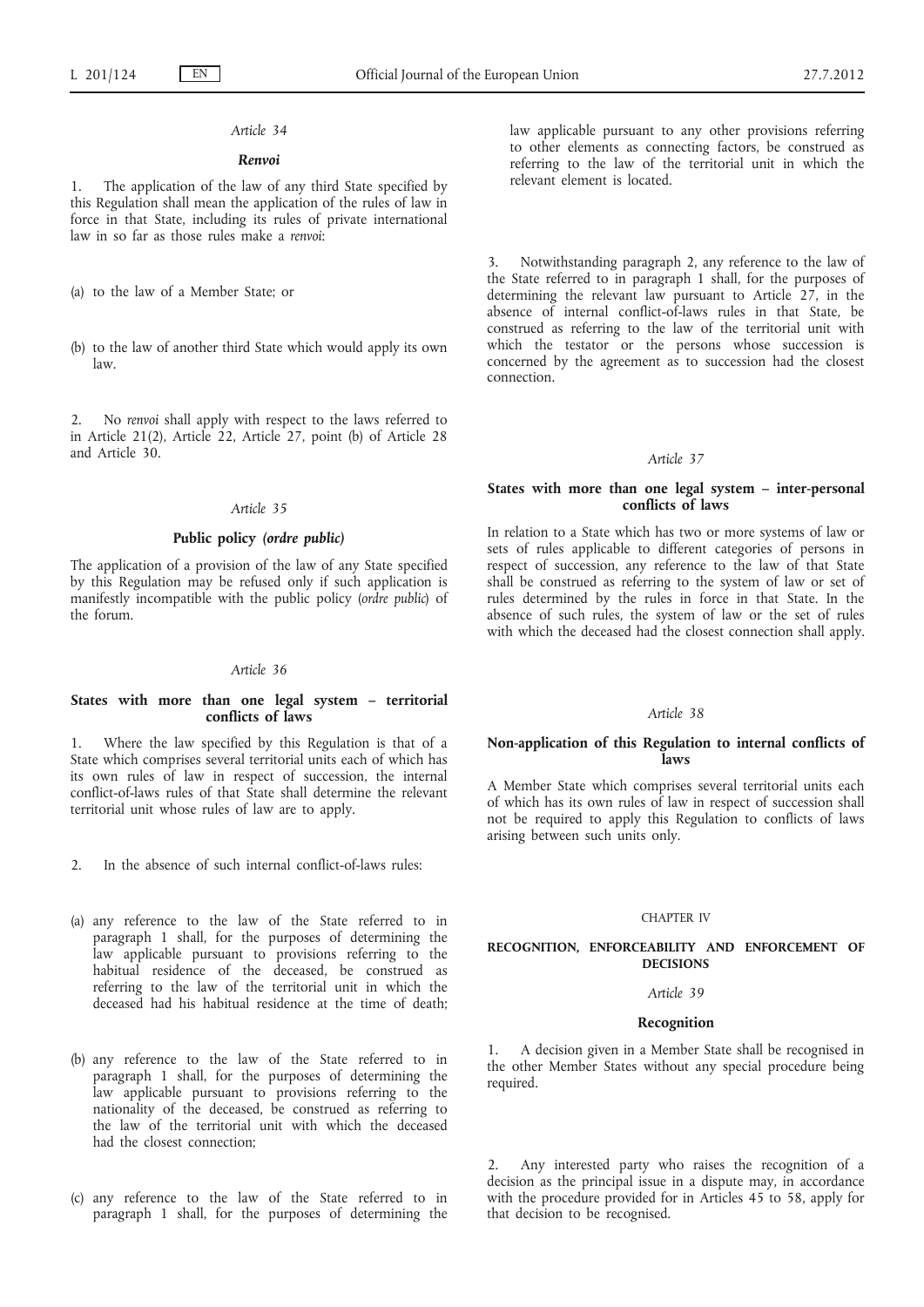*Article 34*

***Renvoi***

1. The application of the law of any third State specified by this Regulation shall mean the application of the rules of law in force in that State, including its rules of private international law in so far as those rules make a *renvoi*:

(a) to the law of a Member State; or

(b) to the law of another third State which would apply its own law.

2. No *renvoi* shall apply with respect to the laws referred to in Article 21(2), Article 22, Article 27, point (b) of Article 28 and Article 30.

*Article 35*

**Public policy *(ordre public)***

The application of a provision of the law of any State specified by this Regulation may be refused only if such application is manifestly incompatible with the public policy (*ordre public*) of the forum.

*Article 36*

**States with more than one legal system – territorial conflicts of laws**

1. Where the law specified by this Regulation is that of a State which comprises several territorial units each of which has its own rules of law in respect of succession, the internal conflict-of-laws rules of that State shall determine the relevant territorial unit whose rules of law are to apply.

2. In the absence of such internal conflict-of-laws rules:

(a) any reference to the law of the State referred to in paragraph 1 shall, for the purposes of determining the law applicable pursuant to provisions referring to the habitual residence of the deceased, be construed as referring to the law of the territorial unit in which the deceased had his habitual residence at the time of death;

(b) any reference to the law of the State referred to in paragraph 1 shall, for the purposes of determining the law applicable pursuant to provisions referring to the nationality of the deceased, be construed as referring to the law of the territorial unit with which the deceased had the closest connection;

(c) any reference to the law of the State referred to in paragraph 1 shall, for the purposes of determining the law applicable pursuant to any other provisions referring to other elements as connecting factors, be construed as referring to the law of the territorial unit in which the relevant element is located.

3. Notwithstanding paragraph 2, any reference to the law of the State referred to in paragraph 1 shall, for the purposes of determining the relevant law pursuant to Article 27, in the absence of internal conflict-of-laws rules in that State, be construed as referring to the law of the territorial unit with which the testator or the persons whose succession is concerned by the agreement as to succession had the closest connection.

*Article 37*

**States with more than one legal system – inter-personal conflicts of laws**

In relation to a State which has two or more systems of law or sets of rules applicable to different categories of persons in respect of succession, any reference to the law of that State shall be construed as referring to the system of law or set of rules determined by the rules in force in that State. In the absence of such rules, the system of law or the set of rules with which the deceased had the closest connection shall apply.

*Article 38*

**Non-application of this Regulation to internal conflicts of laws**

A Member State which comprises several territorial units each of which has its own rules of law in respect of succession shall not be required to apply this Regulation to conflicts of laws arising between such units only.

CHAPTER IV

**RECOGNITION, ENFORCEABILITY AND ENFORCEMENT OF DECISIONS**

*Article 39*

**Recognition**

1. A decision given in a Member State shall be recognised in the other Member States without any special procedure being required.

2. Any interested party who raises the recognition of a decision as the principal issue in a dispute may, in accordance with the procedure provided for in Articles 45 to 58, apply for that decision to be recognised.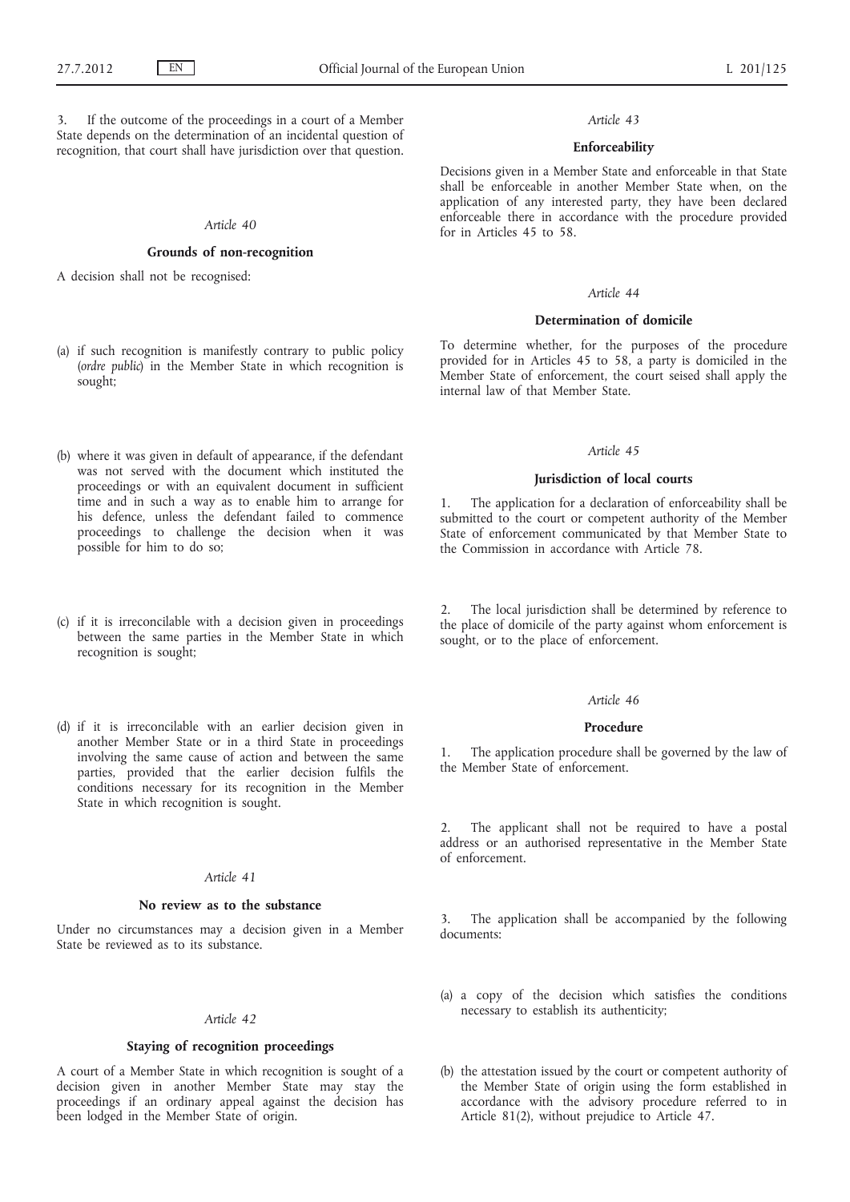3. If the outcome of the proceedings in a court of a Member State depends on the determination of an incidental question of recognition, that court shall have jurisdiction over that question.

*Article 40*

**Grounds of non-recognition**

A decision shall not be recognised:

(a) if such recognition is manifestly contrary to public policy (*ordre public*) in the Member State in which recognition is sought;

(b) where it was given in default of appearance, if the defendant was not served with the document which instituted the proceedings or with an equivalent document in sufficient time and in such a way as to enable him to arrange for his defence, unless the defendant failed to commence proceedings to challenge the decision when it was possible for him to do so;

(c) if it is irreconcilable with a decision given in proceedings between the same parties in the Member State in which recognition is sought;

(d) if it is irreconcilable with an earlier decision given in another Member State or in a third State in proceedings involving the same cause of action and between the same parties, provided that the earlier decision fulfils the conditions necessary for its recognition in the Member State in which recognition is sought.

*Article 41*

**No review as to the substance**

Under no circumstances may a decision given in a Member State be reviewed as to its substance.

*Article 42*

**Staying of recognition proceedings**

A court of a Member State in which recognition is sought of a decision given in another Member State may stay the proceedings if an ordinary appeal against the decision has been lodged in the Member State of origin.

*Article 43*

**Enforceability**

Decisions given in a Member State and enforceable in that State shall be enforceable in another Member State when, on the application of any interested party, they have been declared enforceable there in accordance with the procedure provided for in Articles 45 to 58.

*Article 44*

**Determination of domicile**

To determine whether, for the purposes of the procedure provided for in Articles 45 to 58, a party is domiciled in the Member State of enforcement, the court seised shall apply the internal law of that Member State.

*Article 45*

**Jurisdiction of local courts**

1. The application for a declaration of enforceability shall be submitted to the court or competent authority of the Member State of enforcement communicated by that Member State to the Commission in accordance with Article 78.

2. The local jurisdiction shall be determined by reference to the place of domicile of the party against whom enforcement is sought, or to the place of enforcement.

*Article 46*

**Procedure**

1. The application procedure shall be governed by the law of the Member State of enforcement.

2. The applicant shall not be required to have a postal address or an authorised representative in the Member State of enforcement.

3. The application shall be accompanied by the following documents:

(a) a copy of the decision which satisfies the conditions necessary to establish its authenticity;

(b) the attestation issued by the court or competent authority of the Member State of origin using the form established in accordance with the advisory procedure referred to in Article 81(2), without prejudice to Article 47.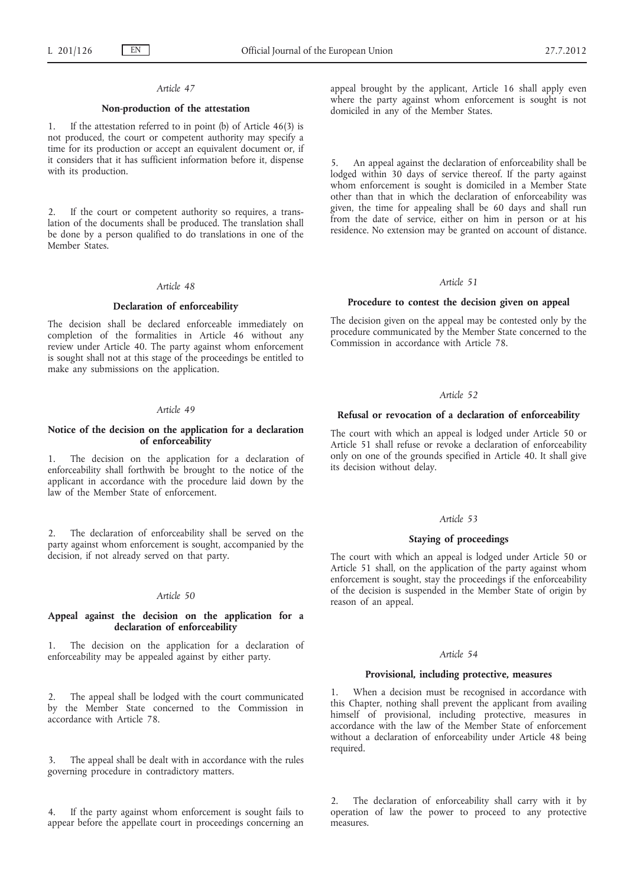*Article 47*

**Non-production of the attestation**

1. If the attestation referred to in point (b) of Article 46(3) is not produced, the court or competent authority may specify a time for its production or accept an equivalent document or, if it considers that it has sufficient information before it, dispense with its production.

2. If the court or competent authority so requires, a translation of the documents shall be produced. The translation shall be done by a person qualified to do translations in one of the Member States.

*Article 48*

**Declaration of enforceability**

The decision shall be declared enforceable immediately on completion of the formalities in Article 46 without any review under Article 40. The party against whom enforcement is sought shall not at this stage of the proceedings be entitled to make any submissions on the application.

*Article 49*

**Notice of the decision on the application for a declaration of enforceability**

1. The decision on the application for a declaration of enforceability shall forthwith be brought to the notice of the applicant in accordance with the procedure laid down by the law of the Member State of enforcement.

2. The declaration of enforceability shall be served on the party against whom enforcement is sought, accompanied by the decision, if not already served on that party.

*Article 50*

**Appeal against the decision on the application for a declaration of enforceability**

1. The decision on the application for a declaration of enforceability may be appealed against by either party.

2. The appeal shall be lodged with the court communicated by the Member State concerned to the Commission in accordance with Article 78.

3. The appeal shall be dealt with in accordance with the rules governing procedure in contradictory matters.

4. If the party against whom enforcement is sought fails to appear before the appellate court in proceedings concerning an appeal brought by the applicant, Article 16 shall apply even where the party against whom enforcement is sought is not domiciled in any of the Member States.

5. An appeal against the declaration of enforceability shall be lodged within 30 days of service thereof. If the party against whom enforcement is sought is domiciled in a Member State other than that in which the declaration of enforceability was given, the time for appealing shall be 60 days and shall run from the date of service, either on him in person or at his residence. No extension may be granted on account of distance.

*Article 51*

**Procedure to contest the decision given on appeal**

The decision given on the appeal may be contested only by the procedure communicated by the Member State concerned to the Commission in accordance with Article 78.

*Article 52*

**Refusal or revocation of a declaration of enforceability**

The court with which an appeal is lodged under Article 50 or Article 51 shall refuse or revoke a declaration of enforceability only on one of the grounds specified in Article 40. It shall give its decision without delay.

*Article 53*

**Staying of proceedings**

The court with which an appeal is lodged under Article 50 or Article 51 shall, on the application of the party against whom enforcement is sought, stay the proceedings if the enforceability of the decision is suspended in the Member State of origin by reason of an appeal.

*Article 54*

**Provisional, including protective, measures**

1. When a decision must be recognised in accordance with this Chapter, nothing shall prevent the applicant from availing himself of provisional, including protective, measures in accordance with the law of the Member State of enforcement without a declaration of enforceability under Article 48 being required.

2. The declaration of enforceability shall carry with it by operation of law the power to proceed to any protective measures.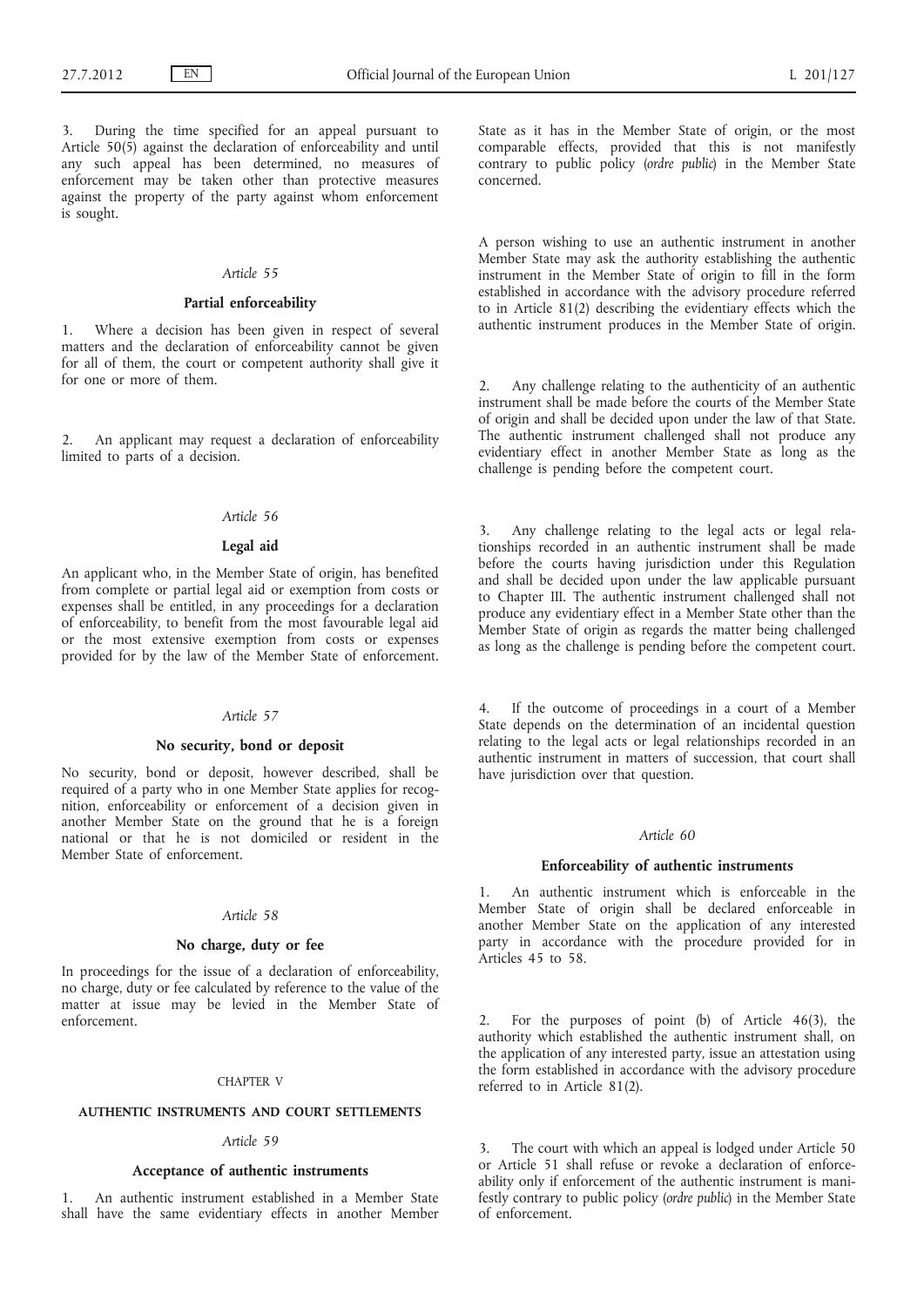3. During the time specified for an appeal pursuant to Article 50(5) against the declaration of enforceability and until any such appeal has been determined, no measures of enforcement may be taken other than protective measures against the property of the party against whom enforcement is sought.

*Article 55*

**Partial enforceability**

1. Where a decision has been given in respect of several matters and the declaration of enforceability cannot be given for all of them, the court or competent authority shall give it for one or more of them.

2. An applicant may request a declaration of enforceability limited to parts of a decision.

*Article 56*

**Legal aid**

An applicant who, in the Member State of origin, has benefited from complete or partial legal aid or exemption from costs or expenses shall be entitled, in any proceedings for a declaration of enforceability, to benefit from the most favourable legal aid or the most extensive exemption from costs or expenses provided for by the law of the Member State of enforcement.

*Article 57*

**No security, bond or deposit**

No security, bond or deposit, however described, shall be required of a party who in one Member State applies for recognition, enforceability or enforcement of a decision given in another Member State on the ground that he is a foreign national or that he is not domiciled or resident in the Member State of enforcement.

*Article 58*

**No charge, duty or fee**

In proceedings for the issue of a declaration of enforceability, no charge, duty or fee calculated by reference to the value of the matter at issue may be levied in the Member State of enforcement.

CHAPTER V

**AUTHENTIC INSTRUMENTS AND COURT SETTLEMENTS**

*Article 59*

**Acceptance of authentic instruments**

1. An authentic instrument established in a Member State shall have the same evidentiary effects in another Member State as it has in the Member State of origin, or the most comparable effects, provided that this is not manifestly contrary to public policy (*ordre public*) in the Member State concerned.

A person wishing to use an authentic instrument in another Member State may ask the authority establishing the authentic instrument in the Member State of origin to fill in the form established in accordance with the advisory procedure referred to in Article 81(2) describing the evidentiary effects which the authentic instrument produces in the Member State of origin.

2. Any challenge relating to the authenticity of an authentic instrument shall be made before the courts of the Member State of origin and shall be decided upon under the law of that State. The authentic instrument challenged shall not produce any evidentiary effect in another Member State as long as the challenge is pending before the competent court.

3. Any challenge relating to the legal acts or legal relationships recorded in an authentic instrument shall be made before the courts having jurisdiction under this Regulation and shall be decided upon under the law applicable pursuant to Chapter III. The authentic instrument challenged shall not produce any evidentiary effect in a Member State other than the Member State of origin as regards the matter being challenged as long as the challenge is pending before the competent court.

4. If the outcome of proceedings in a court of a Member State depends on the determination of an incidental question relating to the legal acts or legal relationships recorded in an authentic instrument in matters of succession, that court shall have jurisdiction over that question.

*Article 60*

**Enforceability of authentic instruments**

1. An authentic instrument which is enforceable in the Member State of origin shall be declared enforceable in another Member State on the application of any interested party in accordance with the procedure provided for in Articles 45 to 58.

2. For the purposes of point (b) of Article 46(3), the authority which established the authentic instrument shall, on the application of any interested party, issue an attestation using the form established in accordance with the advisory procedure referred to in Article 81(2).

3. The court with which an appeal is lodged under Article 50 or Article 51 shall refuse or revoke a declaration of enforceability only if enforcement of the authentic instrument is manifestly contrary to public policy (*ordre public*) in the Member State of enforcement.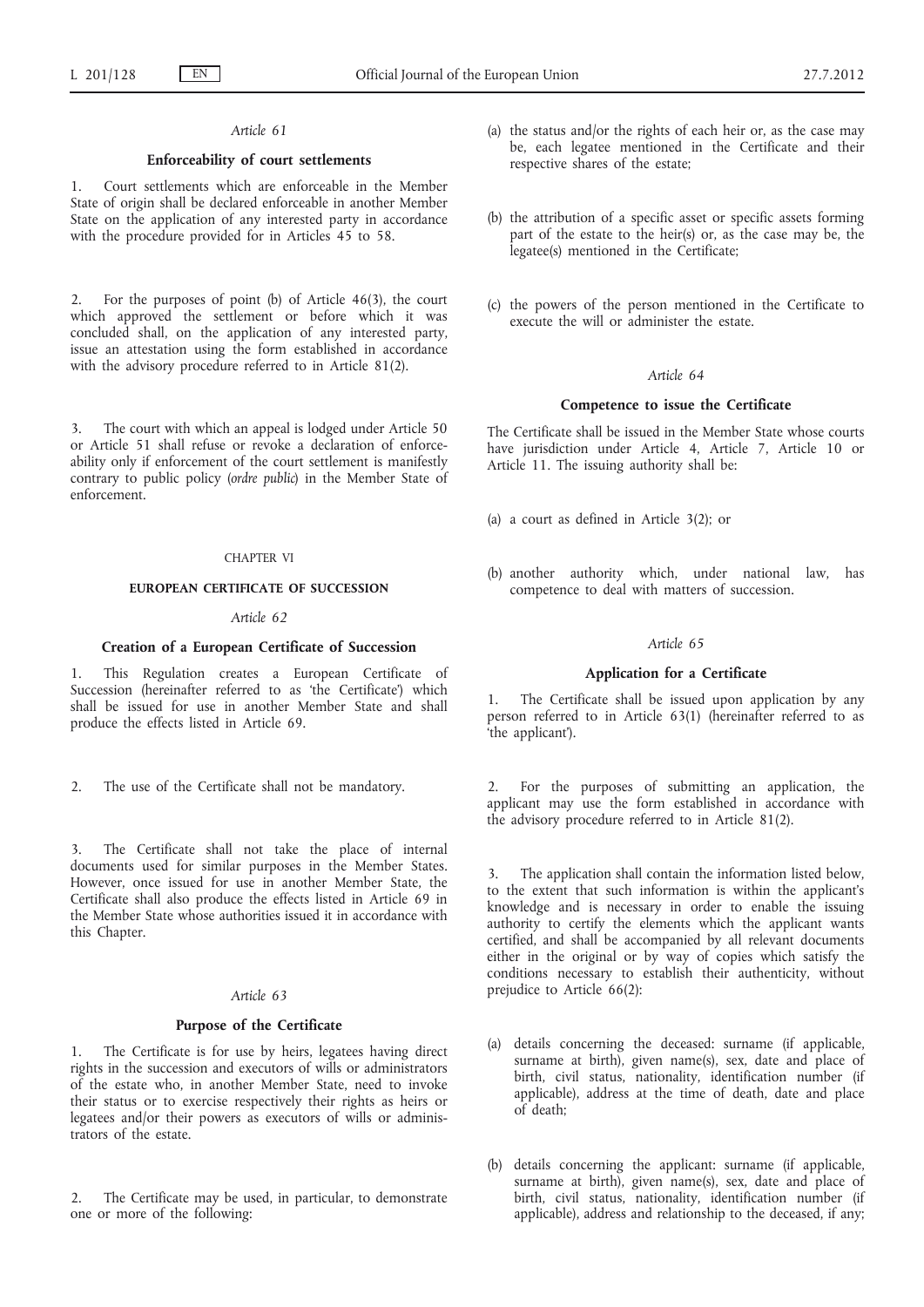*Article 61*

**Enforceability of court settlements**

1. Court settlements which are enforceable in the Member State of origin shall be declared enforceable in another Member State on the application of any interested party in accordance with the procedure provided for in Articles 45 to 58.

2. For the purposes of point (b) of Article 46(3), the court which approved the settlement or before which it was concluded shall, on the application of any interested party, issue an attestation using the form established in accordance with the advisory procedure referred to in Article 81(2).

3. The court with which an appeal is lodged under Article 50 or Article 51 shall refuse or revoke a declaration of enforceability only if enforcement of the court settlement is manifestly contrary to public policy (*ordre public*) in the Member State of enforcement.

CHAPTER VI

**EUROPEAN CERTIFICATE OF SUCCESSION**

*Article 62*

**Creation of a European Certificate of Succession**

1. This Regulation creates a European Certificate of Succession (hereinafter referred to as 'the Certificate') which shall be issued for use in another Member State and shall produce the effects listed in Article 69.

2. The use of the Certificate shall not be mandatory.

3. The Certificate shall not take the place of internal documents used for similar purposes in the Member States. However, once issued for use in another Member State, the Certificate shall also produce the effects listed in Article 69 in the Member State whose authorities issued it in accordance with this Chapter.

*Article 63*

**Purpose of the Certificate**

1. The Certificate is for use by heirs, legatees having direct rights in the succession and executors of wills or administrators of the estate who, in another Member State, need to invoke their status or to exercise respectively their rights as heirs or legatees and/or their powers as executors of wills or administrators of the estate.

2. The Certificate may be used, in particular, to demonstrate one or more of the following:

(a) the status and/or the rights of each heir or, as the case may be, each legatee mentioned in the Certificate and their respective shares of the estate;

(b) the attribution of a specific asset or specific assets forming part of the estate to the heir(s) or, as the case may be, the legatee(s) mentioned in the Certificate;

(c) the powers of the person mentioned in the Certificate to execute the will or administer the estate.

*Article 64*

**Competence to issue the Certificate**

The Certificate shall be issued in the Member State whose courts have jurisdiction under Article 4, Article 7, Article 10 or Article 11. The issuing authority shall be:

(a) a court as defined in Article 3(2); or

(b) another authority which, under national law, has competence to deal with matters of succession.

*Article 65*

**Application for a Certificate**

1. The Certificate shall be issued upon application by any person referred to in Article 63(1) (hereinafter referred to as 'the applicant').

2. For the purposes of submitting an application, the applicant may use the form established in accordance with the advisory procedure referred to in Article 81(2).

3. The application shall contain the information listed below, to the extent that such information is within the applicant's knowledge and is necessary in order to enable the issuing authority to certify the elements which the applicant wants certified, and shall be accompanied by all relevant documents either in the original or by way of copies which satisfy the conditions necessary to establish their authenticity, without prejudice to Article 66(2):

(a) details concerning the deceased: surname (if applicable, surname at birth), given name(s), sex, date and place of birth, civil status, nationality, identification number (if applicable), address at the time of death, date and place of death;

(b) details concerning the applicant: surname (if applicable, surname at birth), given name(s), sex, date and place of birth, civil status, nationality, identification number (if applicable), address and relationship to the deceased, if any;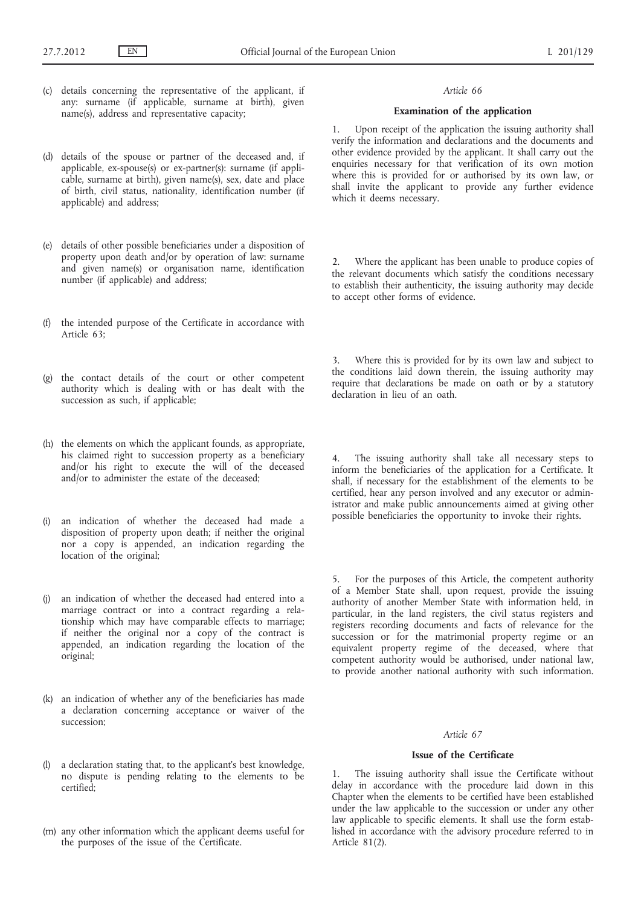(c) details concerning the representative of the applicant, if any: surname (if applicable, surname at birth), given name(s), address and representative capacity;

(d) details of the spouse or partner of the deceased and, if applicable, ex-spouse(s) or ex-partner(s): surname (if applicable, surname at birth), given name(s), sex, date and place of birth, civil status, nationality, identification number (if applicable) and address;

(e) details of other possible beneficiaries under a disposition of property upon death and/or by operation of law: surname and given name(s) or organisation name, identification number (if applicable) and address;

(f) the intended purpose of the Certificate in accordance with Article 63;

(g) the contact details of the court or other competent authority which is dealing with or has dealt with the succession as such, if applicable;

(h) the elements on which the applicant founds, as appropriate, his claimed right to succession property as a beneficiary and/or his right to execute the will of the deceased and/or to administer the estate of the deceased;

(i) an indication of whether the deceased had made a disposition of property upon death; if neither the original nor a copy is appended, an indication regarding the location of the original;

(j) an indication of whether the deceased had entered into a marriage contract or into a contract regarding a relationship which may have comparable effects to marriage; if neither the original nor a copy of the contract is appended, an indication regarding the location of the original;

(k) an indication of whether any of the beneficiaries has made a declaration concerning acceptance or waiver of the succession;

(l) a declaration stating that, to the applicant's best knowledge, no dispute is pending relating to the elements to be certified;

(m) any other information which the applicant deems useful for the purposes of the issue of the Certificate.

*Article 66*

**Examination of the application**

1. Upon receipt of the application the issuing authority shall verify the information and declarations and the documents and other evidence provided by the applicant. It shall carry out the enquiries necessary for that verification of its own motion where this is provided for or authorised by its own law, or shall invite the applicant to provide any further evidence which it deems necessary.

2. Where the applicant has been unable to produce copies of the relevant documents which satisfy the conditions necessary to establish their authenticity, the issuing authority may decide to accept other forms of evidence.

3. Where this is provided for by its own law and subject to the conditions laid down therein, the issuing authority may require that declarations be made on oath or by a statutory declaration in lieu of an oath.

4. The issuing authority shall take all necessary steps to inform the beneficiaries of the application for a Certificate. It shall, if necessary for the establishment of the elements to be certified, hear any person involved and any executor or administrator and make public announcements aimed at giving other possible beneficiaries the opportunity to invoke their rights.

5. For the purposes of this Article, the competent authority of a Member State shall, upon request, provide the issuing authority of another Member State with information held, in particular, in the land registers, the civil status registers and registers recording documents and facts of relevance for the succession or for the matrimonial property regime or an equivalent property regime of the deceased, where that competent authority would be authorised, under national law, to provide another national authority with such information.

*Article 67*

**Issue of the Certificate**

1. The issuing authority shall issue the Certificate without delay in accordance with the procedure laid down in this Chapter when the elements to be certified have been established under the law applicable to the succession or under any other law applicable to specific elements. It shall use the form established in accordance with the advisory procedure referred to in Article 81(2).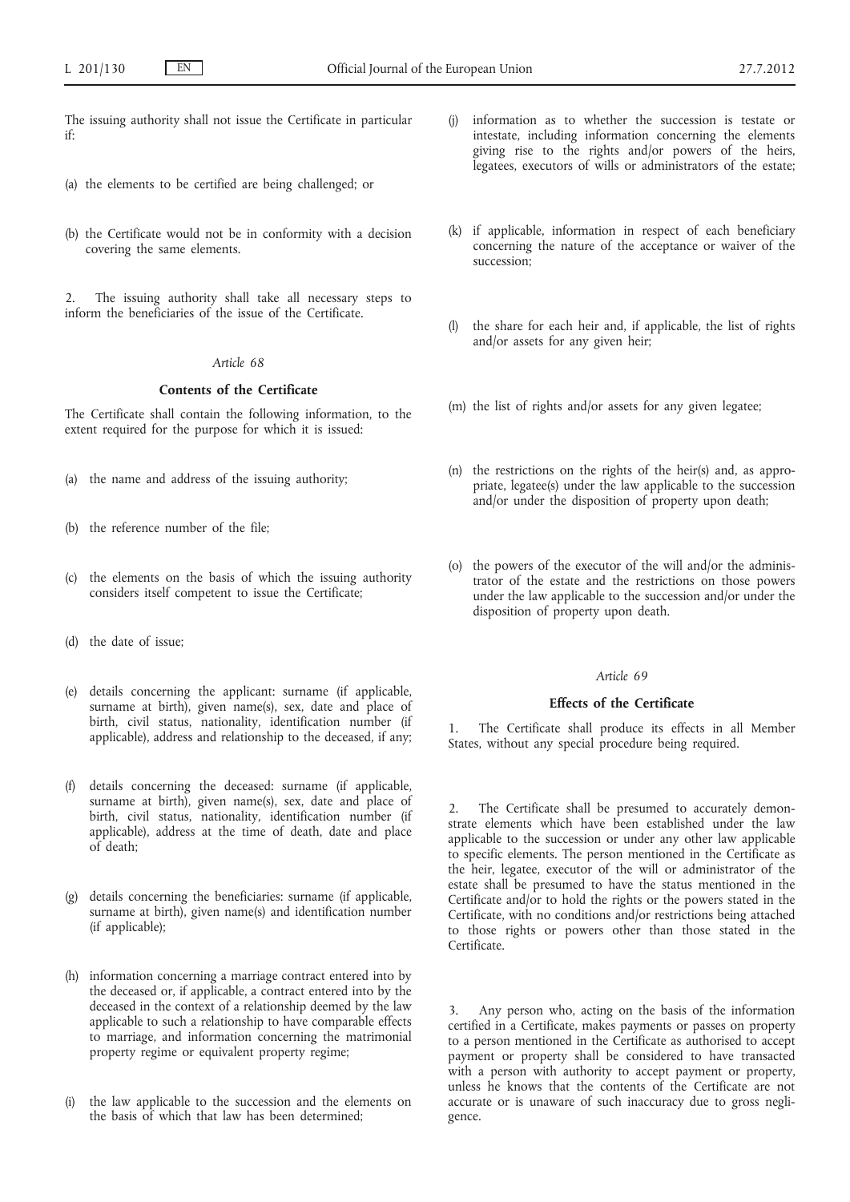The issuing authority shall not issue the Certificate in particular if:

(a) the elements to be certified are being challenged; or

(b) the Certificate would not be in conformity with a decision covering the same elements.

2. The issuing authority shall take all necessary steps to inform the beneficiaries of the issue of the Certificate.

*Article 68*

**Contents of the Certificate**

The Certificate shall contain the following information, to the extent required for the purpose for which it is issued:

(a) the name and address of the issuing authority;

(b) the reference number of the file;

(c) the elements on the basis of which the issuing authority considers itself competent to issue the Certificate;

(d) the date of issue;

(e) details concerning the applicant: surname (if applicable, surname at birth), given name(s), sex, date and place of birth, civil status, nationality, identification number (if applicable), address and relationship to the deceased, if any;

(f) details concerning the deceased: surname (if applicable, surname at birth), given name(s), sex, date and place of birth, civil status, nationality, identification number (if applicable), address at the time of death, date and place of death;

(g) details concerning the beneficiaries: surname (if applicable, surname at birth), given name(s) and identification number (if applicable);

(h) information concerning a marriage contract entered into by the deceased or, if applicable, a contract entered into by the deceased in the context of a relationship deemed by the law applicable to such a relationship to have comparable effects to marriage, and information concerning the matrimonial property regime or equivalent property regime;

(i) the law applicable to the succession and the elements on the basis of which that law has been determined;

(j) information as to whether the succession is testate or intestate, including information concerning the elements giving rise to the rights and/or powers of the heirs, legatees, executors of wills or administrators of the estate;

(k) if applicable, information in respect of each beneficiary concerning the nature of the acceptance or waiver of the succession;

(l) the share for each heir and, if applicable, the list of rights and/or assets for any given heir;

(m) the list of rights and/or assets for any given legatee;

(n) the restrictions on the rights of the heir(s) and, as appropriate, legatee(s) under the law applicable to the succession and/or under the disposition of property upon death;

(o) the powers of the executor of the will and/or the administrator of the estate and the restrictions on those powers under the law applicable to the succession and/or under the disposition of property upon death.

*Article 69*

**Effects of the Certificate**

1. The Certificate shall produce its effects in all Member States, without any special procedure being required.

2. The Certificate shall be presumed to accurately demonstrate elements which have been established under the law applicable to the succession or under any other law applicable to specific elements. The person mentioned in the Certificate as the heir, legatee, executor of the will or administrator of the estate shall be presumed to have the status mentioned in the Certificate and/or to hold the rights or the powers stated in the Certificate, with no conditions and/or restrictions being attached to those rights or powers other than those stated in the Certificate.

3. Any person who, acting on the basis of the information certified in a Certificate, makes payments or passes on property to a person mentioned in the Certificate as authorised to accept payment or property shall be considered to have transacted with a person with authority to accept payment or property, unless he knows that the contents of the Certificate are not accurate or is unaware of such inaccuracy due to gross negligence.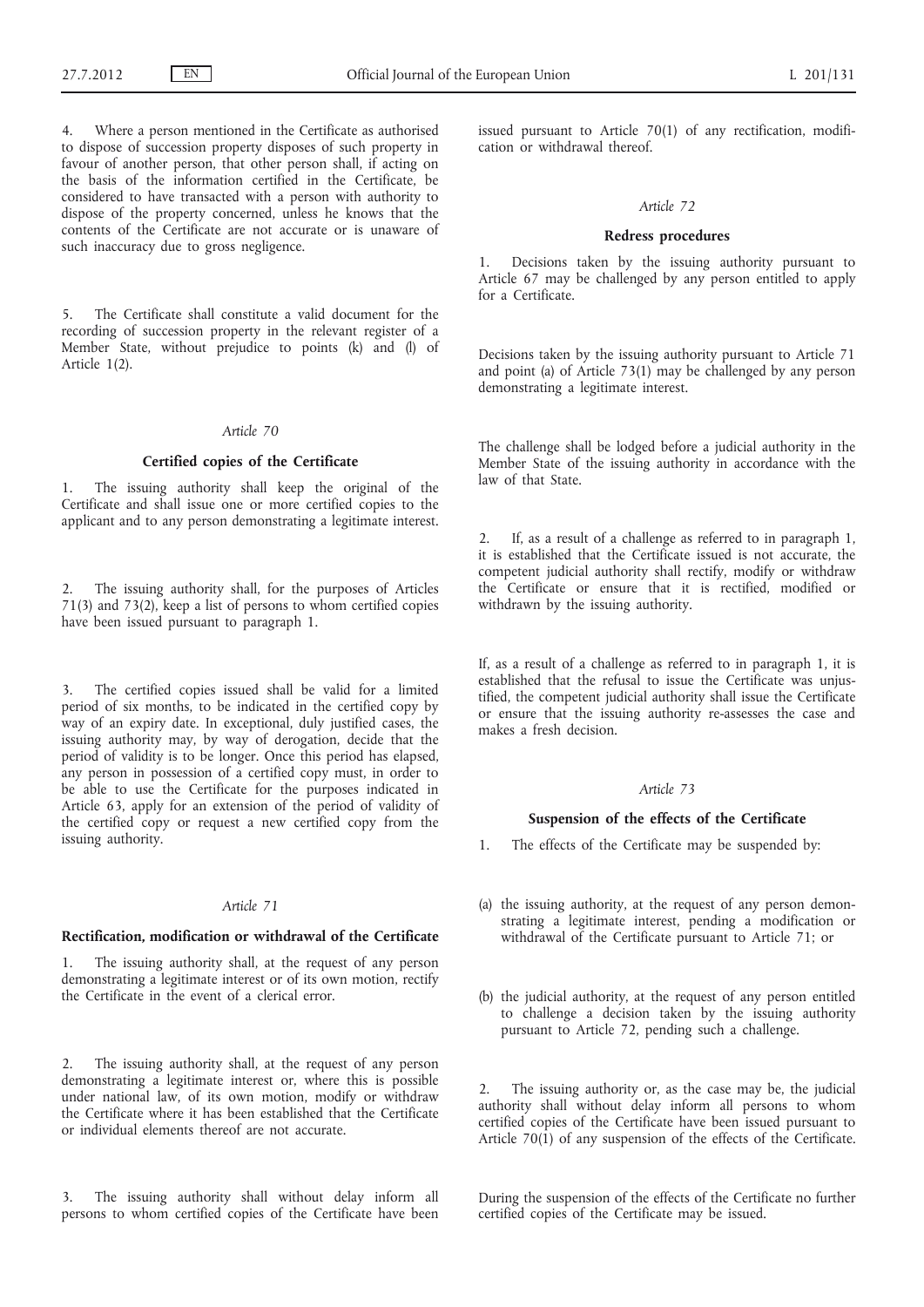4. Where a person mentioned in the Certificate as authorised to dispose of succession property disposes of such property in favour of another person, that other person shall, if acting on the basis of the information certified in the Certificate, be considered to have transacted with a person with authority to dispose of the property concerned, unless he knows that the contents of the Certificate are not accurate or is unaware of such inaccuracy due to gross negligence.

5. The Certificate shall constitute a valid document for the recording of succession property in the relevant register of a Member State, without prejudice to points (k) and (l) of Article 1(2).

*Article 70*

**Certified copies of the Certificate**

1. The issuing authority shall keep the original of the Certificate and shall issue one or more certified copies to the applicant and to any person demonstrating a legitimate interest.

2. The issuing authority shall, for the purposes of Articles 71(3) and 73(2), keep a list of persons to whom certified copies have been issued pursuant to paragraph 1.

3. The certified copies issued shall be valid for a limited period of six months, to be indicated in the certified copy by way of an expiry date. In exceptional, duly justified cases, the issuing authority may, by way of derogation, decide that the period of validity is to be longer. Once this period has elapsed, any person in possession of a certified copy must, in order to be able to use the Certificate for the purposes indicated in Article 63, apply for an extension of the period of validity of the certified copy or request a new certified copy from the issuing authority.

*Article 71*

**Rectification, modification or withdrawal of the Certificate**

1. The issuing authority shall, at the request of any person demonstrating a legitimate interest or of its own motion, rectify the Certificate in the event of a clerical error.

2. The issuing authority shall, at the request of any person demonstrating a legitimate interest or, where this is possible under national law, of its own motion, modify or withdraw the Certificate where it has been established that the Certificate or individual elements thereof are not accurate.

3. The issuing authority shall without delay inform all persons to whom certified copies of the Certificate have been issued pursuant to Article 70(1) of any rectification, modification or withdrawal thereof.

*Article 72*

**Redress procedures**

1. Decisions taken by the issuing authority pursuant to Article 67 may be challenged by any person entitled to apply for a Certificate.

Decisions taken by the issuing authority pursuant to Article 71 and point (a) of Article 73(1) may be challenged by any person demonstrating a legitimate interest.

The challenge shall be lodged before a judicial authority in the Member State of the issuing authority in accordance with the law of that State.

2. If, as a result of a challenge as referred to in paragraph 1, it is established that the Certificate issued is not accurate, the competent judicial authority shall rectify, modify or withdraw the Certificate or ensure that it is rectified, modified or withdrawn by the issuing authority.

If, as a result of a challenge as referred to in paragraph 1, it is established that the refusal to issue the Certificate was unjustified, the competent judicial authority shall issue the Certificate or ensure that the issuing authority re-assesses the case and makes a fresh decision.

*Article 73*

**Suspension of the effects of the Certificate**

1. The effects of the Certificate may be suspended by:

(a) the issuing authority, at the request of any person demonstrating a legitimate interest, pending a modification or withdrawal of the Certificate pursuant to Article 71; or

(b) the judicial authority, at the request of any person entitled to challenge a decision taken by the issuing authority pursuant to Article 72, pending such a challenge.

2. The issuing authority or, as the case may be, the judicial authority shall without delay inform all persons to whom certified copies of the Certificate have been issued pursuant to Article 70(1) of any suspension of the effects of the Certificate.

During the suspension of the effects of the Certificate no further certified copies of the Certificate may be issued.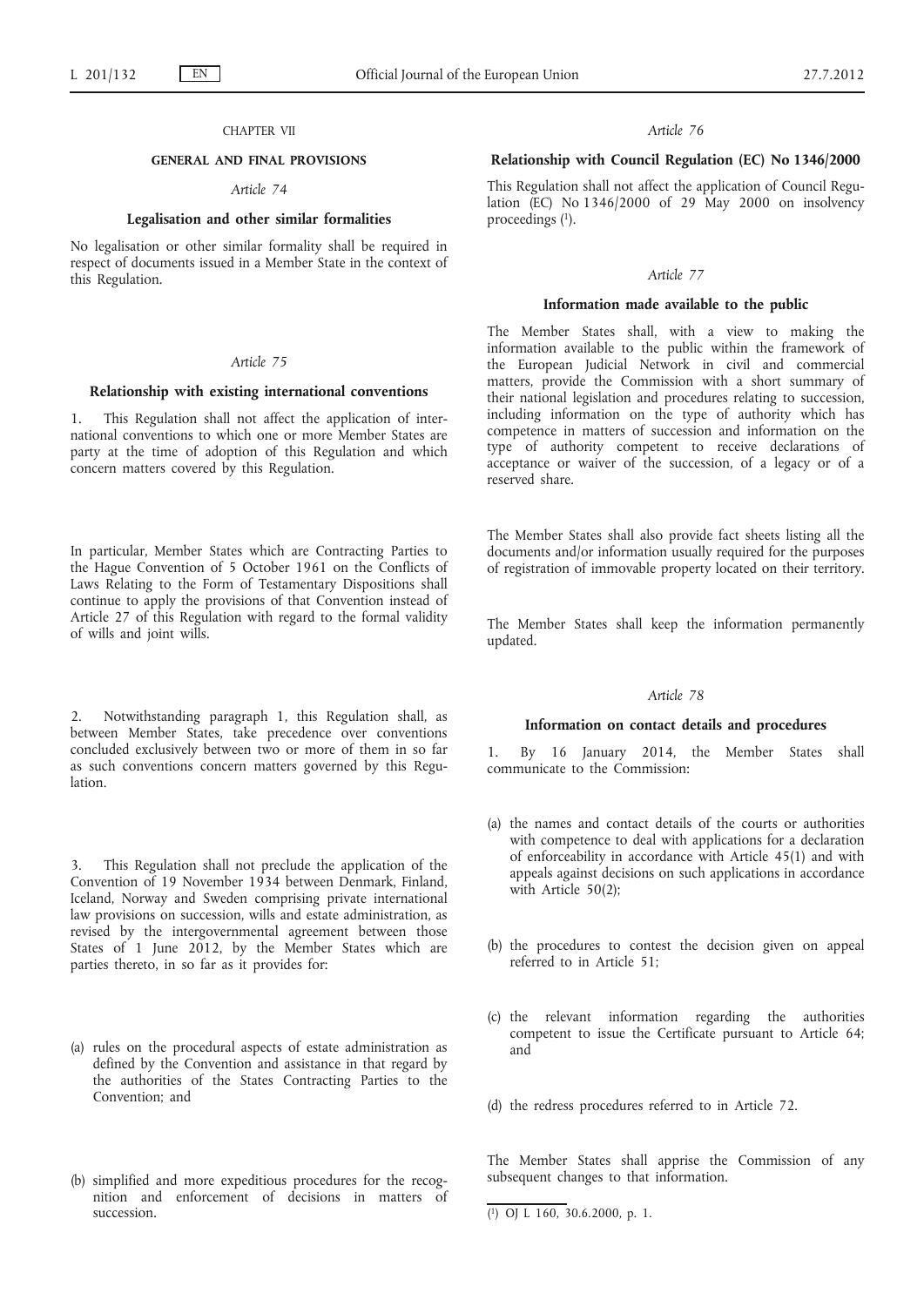CHAPTER VII

**GENERAL AND FINAL PROVISIONS**

*Article 74*

**Legalisation and other similar formalities**

No legalisation or other similar formality shall be required in respect of documents issued in a Member State in the context of this Regulation.

*Article 75*

**Relationship with existing international conventions**

1. This Regulation shall not affect the application of international conventions to which one or more Member States are party at the time of adoption of this Regulation and which concern matters covered by this Regulation.

In particular, Member States which are Contracting Parties to the Hague Convention of 5 October 1961 on the Conflicts of Laws Relating to the Form of Testamentary Dispositions shall continue to apply the provisions of that Convention instead of Article 27 of this Regulation with regard to the formal validity of wills and joint wills.

2. Notwithstanding paragraph 1, this Regulation shall, as between Member States, take precedence over conventions concluded exclusively between two or more of them in so far as such conventions concern matters governed by this Regulation.

3. This Regulation shall not preclude the application of the Convention of 19 November 1934 between Denmark, Finland, Iceland, Norway and Sweden comprising private international law provisions on succession, wills and estate administration, as revised by the intergovernmental agreement between those States of 1 June 2012, by the Member States which are parties thereto, in so far as it provides for:

(a) rules on the procedural aspects of estate administration as defined by the Convention and assistance in that regard by the authorities of the States Contracting Parties to the Convention; and

(b) simplified and more expeditious procedures for the recognition and enforcement of decisions in matters of succession.

*Article 76*

**Relationship with Council Regulation (EC) No 1346/2000**

This Regulation shall not affect the application of Council Regulation (EC) No 1346/2000 of 29 May 2000 on insolvency proceedings [1].

*Article 77*

**Information made available to the public**

The Member States shall, with a view to making the information available to the public within the framework of the European Judicial Network in civil and commercial matters, provide the Commission with a short summary of their national legislation and procedures relating to succession, including information on the type of authority which has competence in matters of succession and information on the type of authority competent to receive declarations of acceptance or waiver of the succession, of a legacy or of a reserved share.

The Member States shall also provide fact sheets listing all the documents and/or information usually required for the purposes of registration of immovable property located on their territory.

The Member States shall keep the information permanently updated.

*Article 78*

**Information on contact details and procedures**

1. By 16 January 2014, the Member States shall communicate to the Commission:

(a) the names and contact details of the courts or authorities with competence to deal with applications for a declaration of enforceability in accordance with Article 45(1) and with appeals against decisions on such applications in accordance with Article 50(2);

(b) the procedures to contest the decision given on appeal referred to in Article 51;

(c) the relevant information regarding the authorities competent to issue the Certificate pursuant to Article 64; and

(d) the redress procedures referred to in Article 72.

The Member States shall apprise the Commission of any subsequent changes to that information.

[1] OJ L 160, 30.6.2000, p. 1.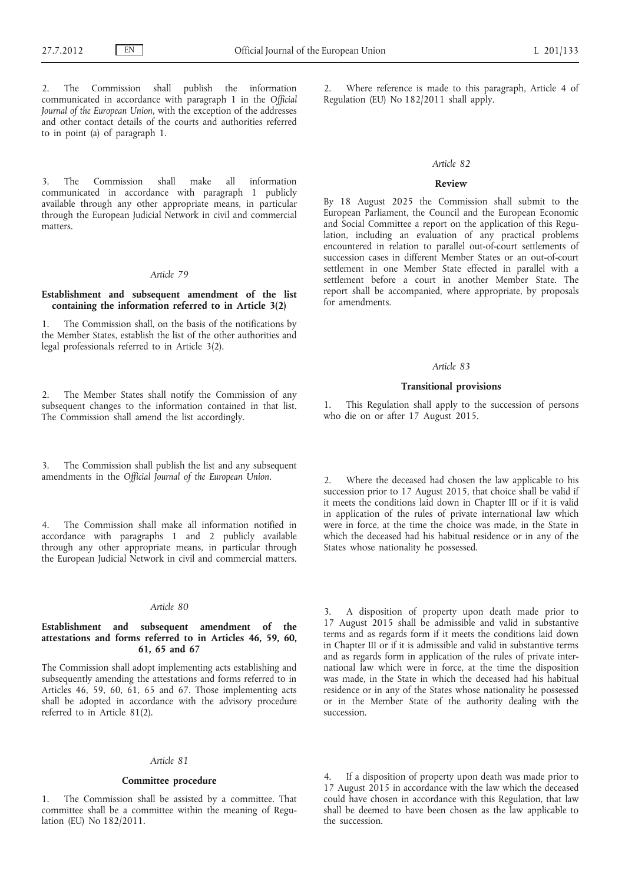2. The Commission shall publish the information communicated in accordance with paragraph 1 in the *Official Journal of the European Union*, with the exception of the addresses and other contact details of the courts and authorities referred to in point (a) of paragraph 1.

3. The Commission shall make all information communicated in accordance with paragraph 1 publicly available through any other appropriate means, in particular through the European Judicial Network in civil and commercial matters.

*Article 79*

**Establishment and subsequent amendment of the list containing the information referred to in Article 3(2)**

1. The Commission shall, on the basis of the notifications by the Member States, establish the list of the other authorities and legal professionals referred to in Article 3(2).

2. The Member States shall notify the Commission of any subsequent changes to the information contained in that list. The Commission shall amend the list accordingly.

3. The Commission shall publish the list and any subsequent amendments in the *Official Journal of the European Union*.

4. The Commission shall make all information notified in accordance with paragraphs 1 and 2 publicly available through any other appropriate means, in particular through the European Judicial Network in civil and commercial matters.

*Article 80*

**Establishment and subsequent amendment of the attestations and forms referred to in Articles 46, 59, 60, 61, 65 and 67**

The Commission shall adopt implementing acts establishing and subsequently amending the attestations and forms referred to in Articles 46, 59, 60, 61, 65 and 67. Those implementing acts shall be adopted in accordance with the advisory procedure referred to in Article 81(2).

*Article 81*

**Committee procedure**

1. The Commission shall be assisted by a committee. That committee shall be a committee within the meaning of Regulation (EU) No 182/2011.

2. Where reference is made to this paragraph, Article 4 of Regulation (EU) No 182/2011 shall apply.

*Article 82*

**Review**

By 18 August 2025 the Commission shall submit to the European Parliament, the Council and the European Economic and Social Committee a report on the application of this Regulation, including an evaluation of any practical problems encountered in relation to parallel out-of-court settlements of succession cases in different Member States or an out-of-court settlement in one Member State effected in parallel with a settlement before a court in another Member State. The report shall be accompanied, where appropriate, by proposals for amendments.

*Article 83*

**Transitional provisions**

1. This Regulation shall apply to the succession of persons who die on or after 17 August 2015.

2. Where the deceased had chosen the law applicable to his succession prior to 17 August 2015, that choice shall be valid if it meets the conditions laid down in Chapter III or if it is valid in application of the rules of private international law which were in force, at the time the choice was made, in the State in which the deceased had his habitual residence or in any of the States whose nationality he possessed.

3. A disposition of property upon death made prior to 17 August 2015 shall be admissible and valid in substantive terms and as regards form if it meets the conditions laid down in Chapter III or if it is admissible and valid in substantive terms and as regards form in application of the rules of private international law which were in force, at the time the disposition was made, in the State in which the deceased had his habitual residence or in any of the States whose nationality he possessed or in the Member State of the authority dealing with the succession.

4. If a disposition of property upon death was made prior to 17 August 2015 in accordance with the law which the deceased could have chosen in accordance with this Regulation, that law shall be deemed to have been chosen as the law applicable to the succession.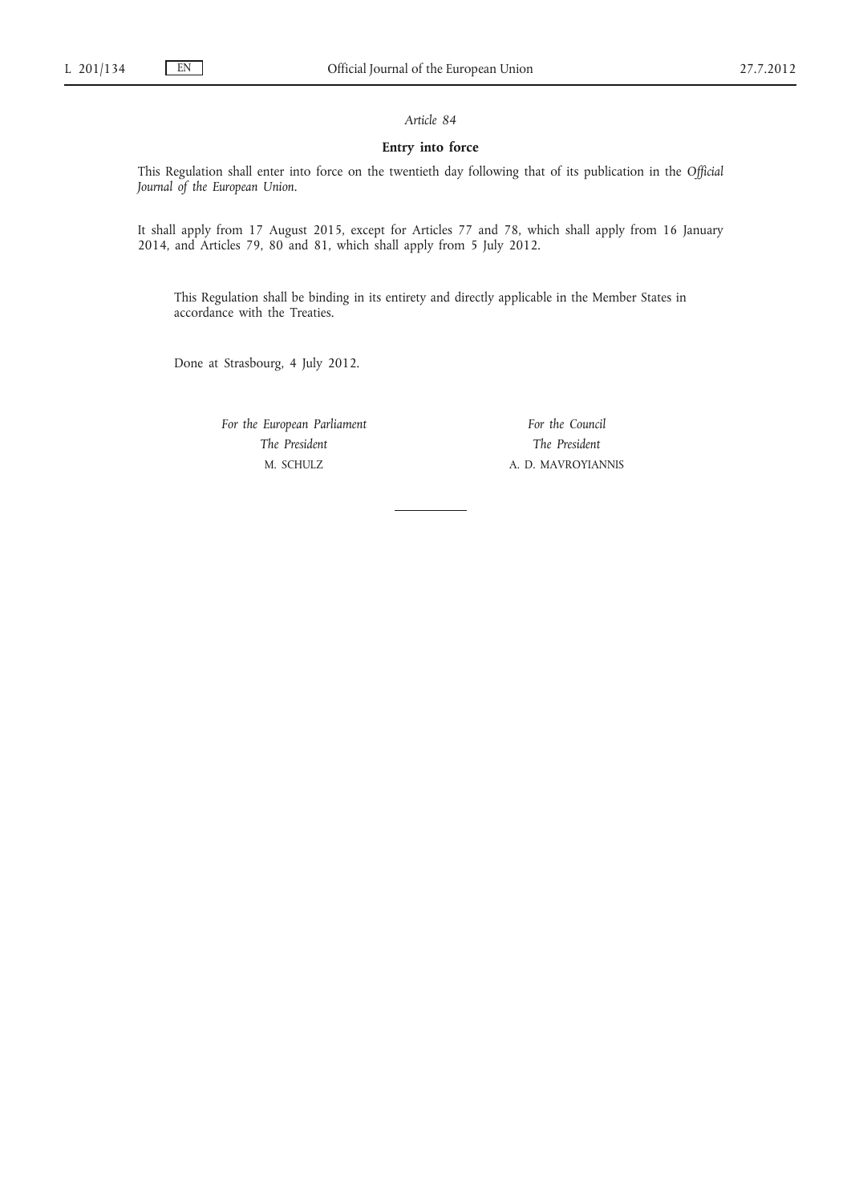*Article 84*

**Entry into force**

This Regulation shall enter into force on the twentieth day following that of its publication in the *Official Journal of the European Union*.

It shall apply from 17 August 2015, except for Articles 77 and 78, which shall apply from 16 January 2014, and Articles 79, 80 and 81, which shall apply from 5 July 2012.

This Regulation shall be binding in its entirety and directly applicable in the Member States in accordance with the Treaties.

Done at Strasbourg, 4 July 2012.

*For the European Parliament*
*The President*
M. SCHULZ

*For the Council*
*The President*
A. D. MAVROYIANNIS